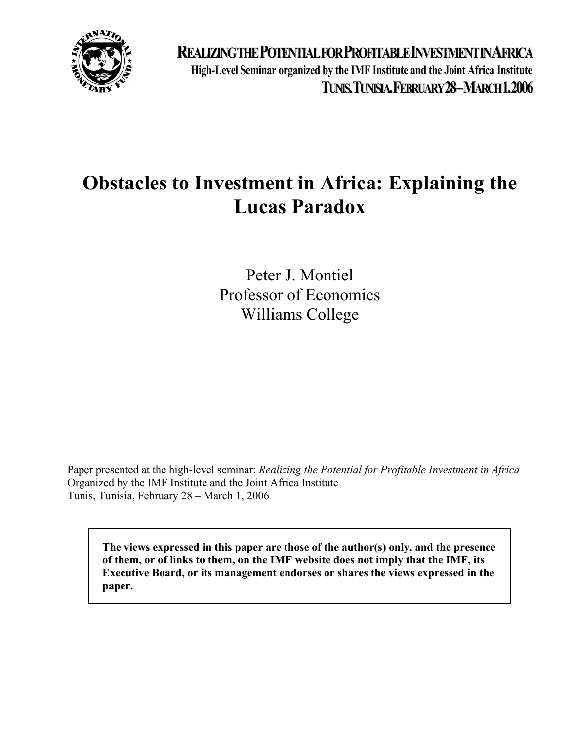**REALIZING THE POTENTIAL FOR PROFITABLE INVESTMENT IN AFRICA**

**High-Level Seminar organized by the IMF Institute and the Joint Africa Institute**

**TUNIS, TUNISIA, FEBRUARY 28 – MARCH 1, 2006**

# Obstacles to Investment in Africa: Explaining the Lucas Paradox

Peter J. Montiel
Professor of Economics
Williams College

Paper presented at the high-level seminar: *Realizing the Potential for Profitable Investment in Africa*
Organized by the IMF Institute and the Joint Africa Institute
Tunis, Tunisia, February 28 – March 1, 2006

**The views expressed in this paper are those of the author(s) only, and the presence of them, or of links to them, on the IMF website does not imply that the IMF, its Executive Board, or its management endorses or shares the views expressed in the paper.**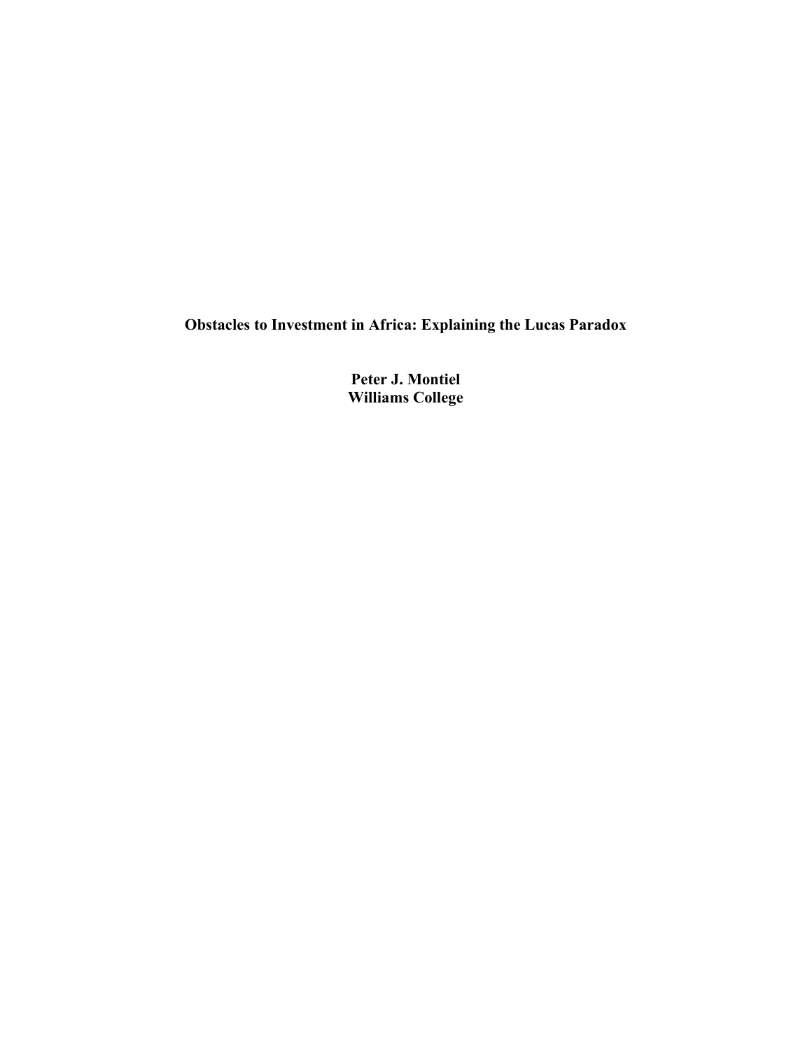# Obstacles to Investment in Africa: Explaining the Lucas Paradox

**Peter J. Montiel**
**Williams College**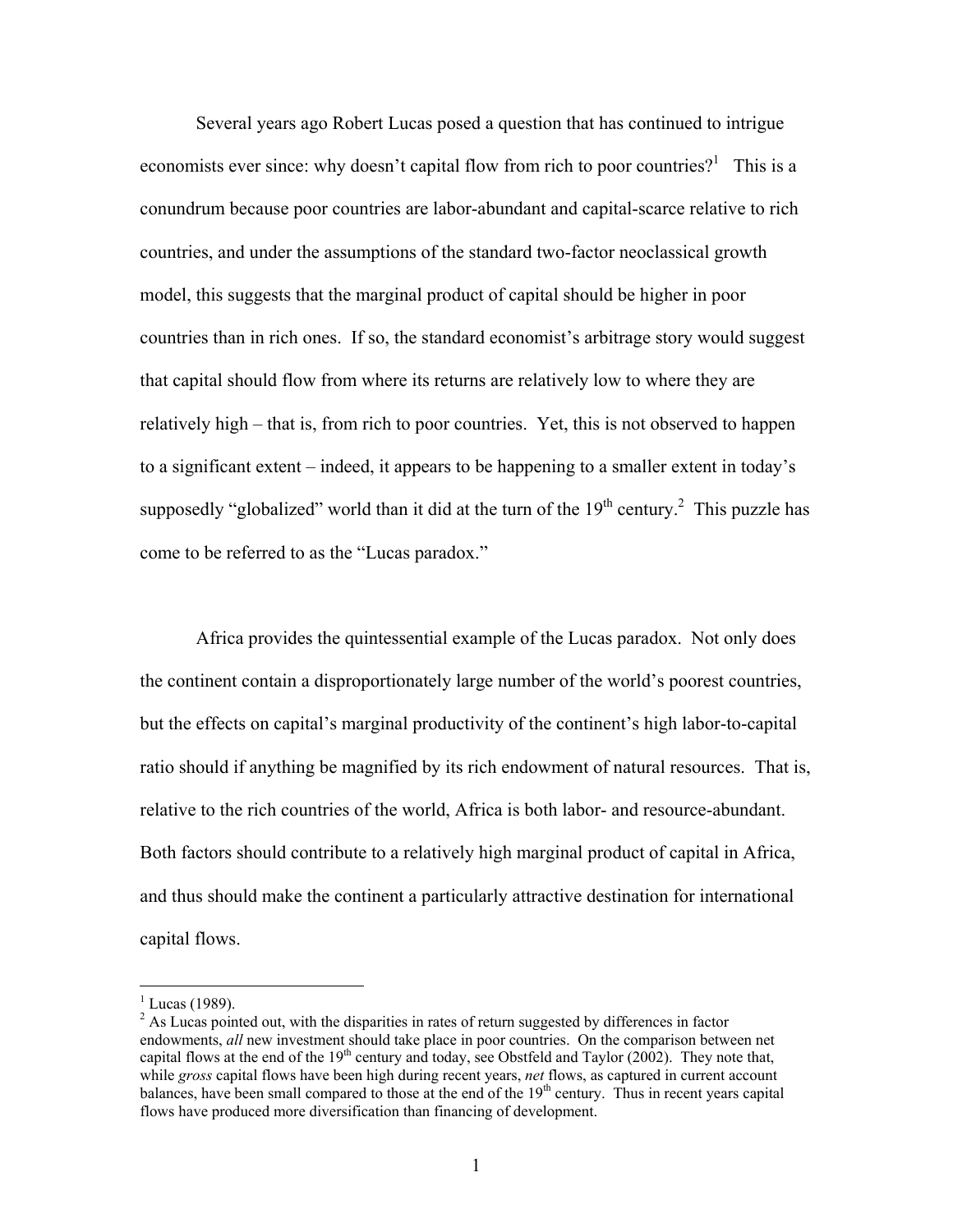Several years ago Robert Lucas posed a question that has continued to intrigue economists ever since: why doesn't capital flow from rich to poor countries?[1] This is a conundrum because poor countries are labor-abundant and capital-scarce relative to rich countries, and under the assumptions of the standard two-factor neoclassical growth model, this suggests that the marginal product of capital should be higher in poor countries than in rich ones. If so, the standard economist's arbitrage story would suggest that capital should flow from where its returns are relatively low to where they are relatively high – that is, from rich to poor countries. Yet, this is not observed to happen to a significant extent – indeed, it appears to be happening to a smaller extent in today's supposedly "globalized" world than it did at the turn of the 19th century.[2] This puzzle has come to be referred to as the "Lucas paradox."

Africa provides the quintessential example of the Lucas paradox. Not only does the continent contain a disproportionately large number of the world's poorest countries, but the effects on capital's marginal productivity of the continent's high labor-to-capital ratio should if anything be magnified by its rich endowment of natural resources. That is, relative to the rich countries of the world, Africa is both labor- and resource-abundant. Both factors should contribute to a relatively high marginal product of capital in Africa, and thus should make the continent a particularly attractive destination for international capital flows.

---

[1] Lucas (1989).

[2] As Lucas pointed out, with the disparities in rates of return suggested by differences in factor endowments, *all* new investment should take place in poor countries. On the comparison between net capital flows at the end of the 19th century and today, see Obstfeld and Taylor (2002). They note that, while *gross* capital flows have been high during recent years, *net* flows, as captured in current account balances, have been small compared to those at the end of the 19th century. Thus in recent years capital flows have produced more diversification than financing of development.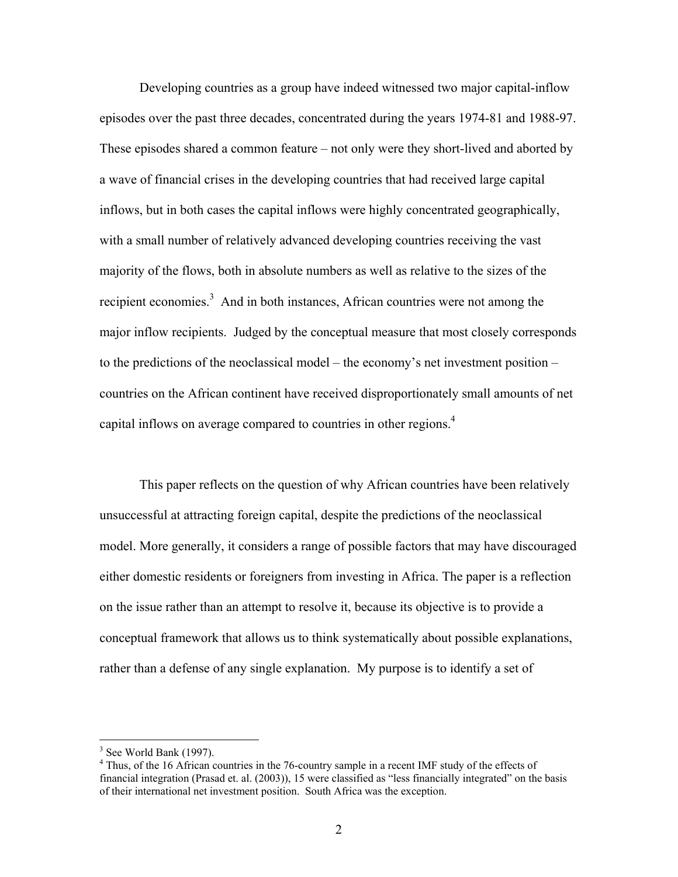Developing countries as a group have indeed witnessed two major capital-inflow episodes over the past three decades, concentrated during the years 1974-81 and 1988-97. These episodes shared a common feature – not only were they short-lived and aborted by a wave of financial crises in the developing countries that had received large capital inflows, but in both cases the capital inflows were highly concentrated geographically, with a small number of relatively advanced developing countries receiving the vast majority of the flows, both in absolute numbers as well as relative to the sizes of the recipient economies.[3] And in both instances, African countries were not among the major inflow recipients. Judged by the conceptual measure that most closely corresponds to the predictions of the neoclassical model – the economy's net investment position – countries on the African continent have received disproportionately small amounts of net capital inflows on average compared to countries in other regions.[4]

This paper reflects on the question of why African countries have been relatively unsuccessful at attracting foreign capital, despite the predictions of the neoclassical model. More generally, it considers a range of possible factors that may have discouraged either domestic residents or foreigners from investing in Africa. The paper is a reflection on the issue rather than an attempt to resolve it, because its objective is to provide a conceptual framework that allows us to think systematically about possible explanations, rather than a defense of any single explanation. My purpose is to identify a set of

---

[3] See World Bank (1997).

[4] Thus, of the 16 African countries in the 76-country sample in a recent IMF study of the effects of financial integration (Prasad et. al. (2003)), 15 were classified as "less financially integrated" on the basis of their international net investment position. South Africa was the exception.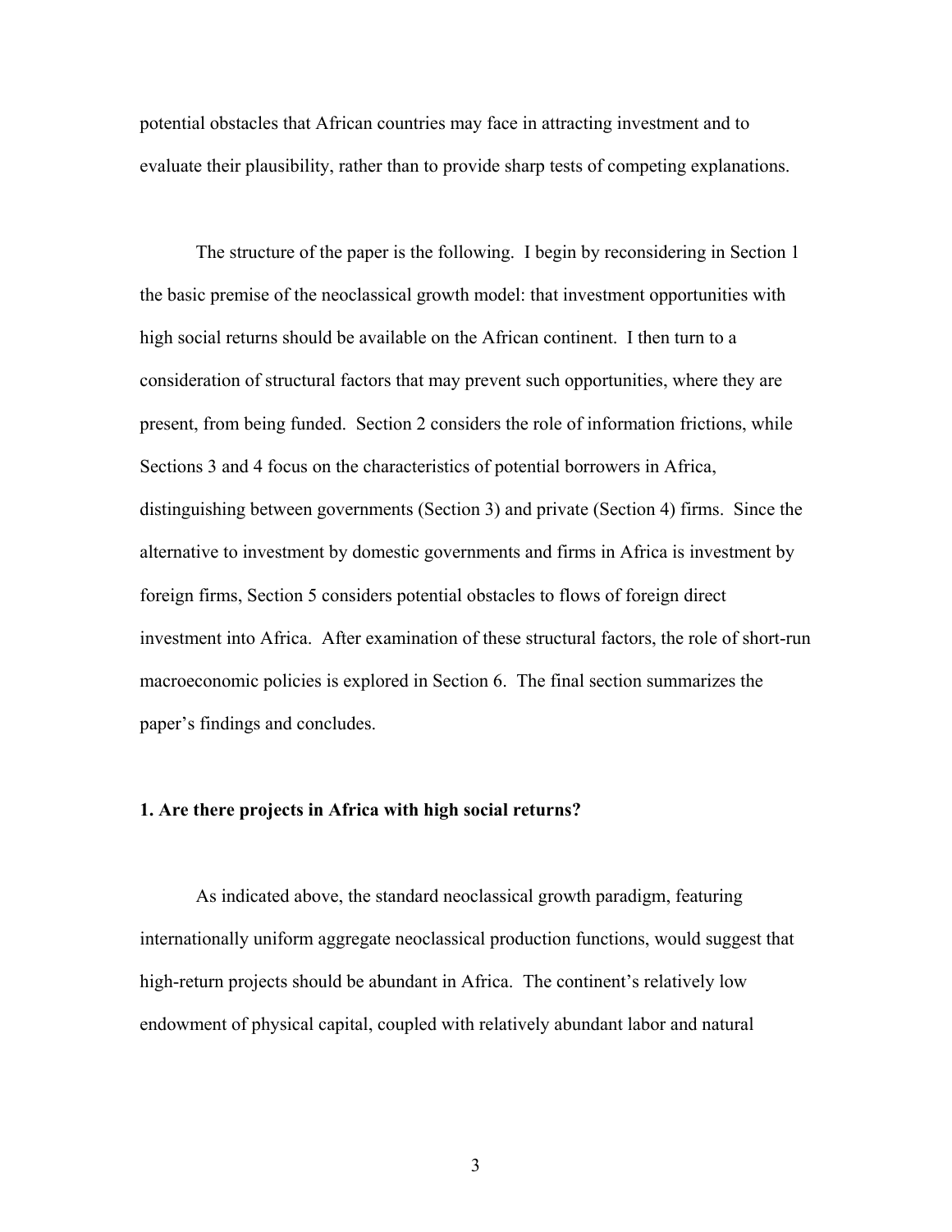potential obstacles that African countries may face in attracting investment and to evaluate their plausibility, rather than to provide sharp tests of competing explanations.

The structure of the paper is the following. I begin by reconsidering in Section 1 the basic premise of the neoclassical growth model: that investment opportunities with high social returns should be available on the African continent. I then turn to a consideration of structural factors that may prevent such opportunities, where they are present, from being funded. Section 2 considers the role of information frictions, while Sections 3 and 4 focus on the characteristics of potential borrowers in Africa, distinguishing between governments (Section 3) and private (Section 4) firms. Since the alternative to investment by domestic governments and firms in Africa is investment by foreign firms, Section 5 considers potential obstacles to flows of foreign direct investment into Africa. After examination of these structural factors, the role of short-run macroeconomic policies is explored in Section 6. The final section summarizes the paper's findings and concludes.

## 1. Are there projects in Africa with high social returns?

As indicated above, the standard neoclassical growth paradigm, featuring internationally uniform aggregate neoclassical production functions, would suggest that high-return projects should be abundant in Africa. The continent's relatively low endowment of physical capital, coupled with relatively abundant labor and natural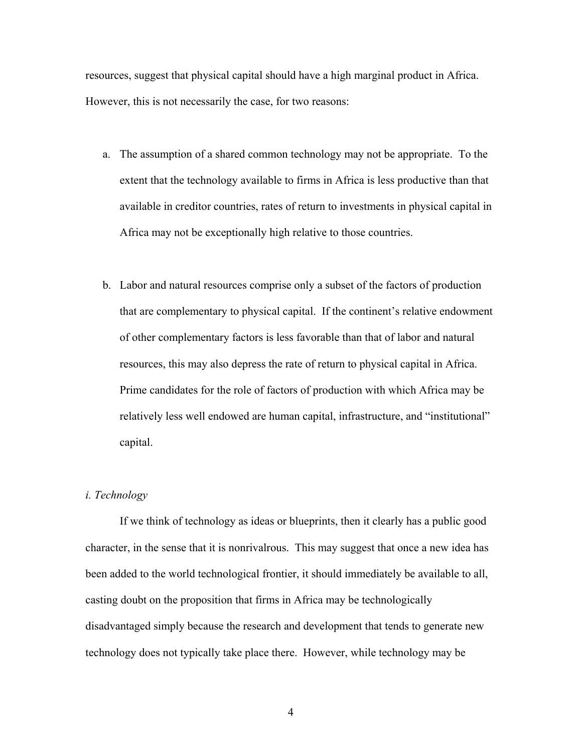resources, suggest that physical capital should have a high marginal product in Africa. However, this is not necessarily the case, for two reasons:

a. The assumption of a shared common technology may not be appropriate. To the extent that the technology available to firms in Africa is less productive than that available in creditor countries, rates of return to investments in physical capital in Africa may not be exceptionally high relative to those countries.

b. Labor and natural resources comprise only a subset of the factors of production that are complementary to physical capital. If the continent's relative endowment of other complementary factors is less favorable than that of labor and natural resources, this may also depress the rate of return to physical capital in Africa. Prime candidates for the role of factors of production with which Africa may be relatively less well endowed are human capital, infrastructure, and "institutional" capital.

*i. Technology*

If we think of technology as ideas or blueprints, then it clearly has a public good character, in the sense that it is nonrivalrous. This may suggest that once a new idea has been added to the world technological frontier, it should immediately be available to all, casting doubt on the proposition that firms in Africa may be technologically disadvantaged simply because the research and development that tends to generate new technology does not typically take place there. However, while technology may be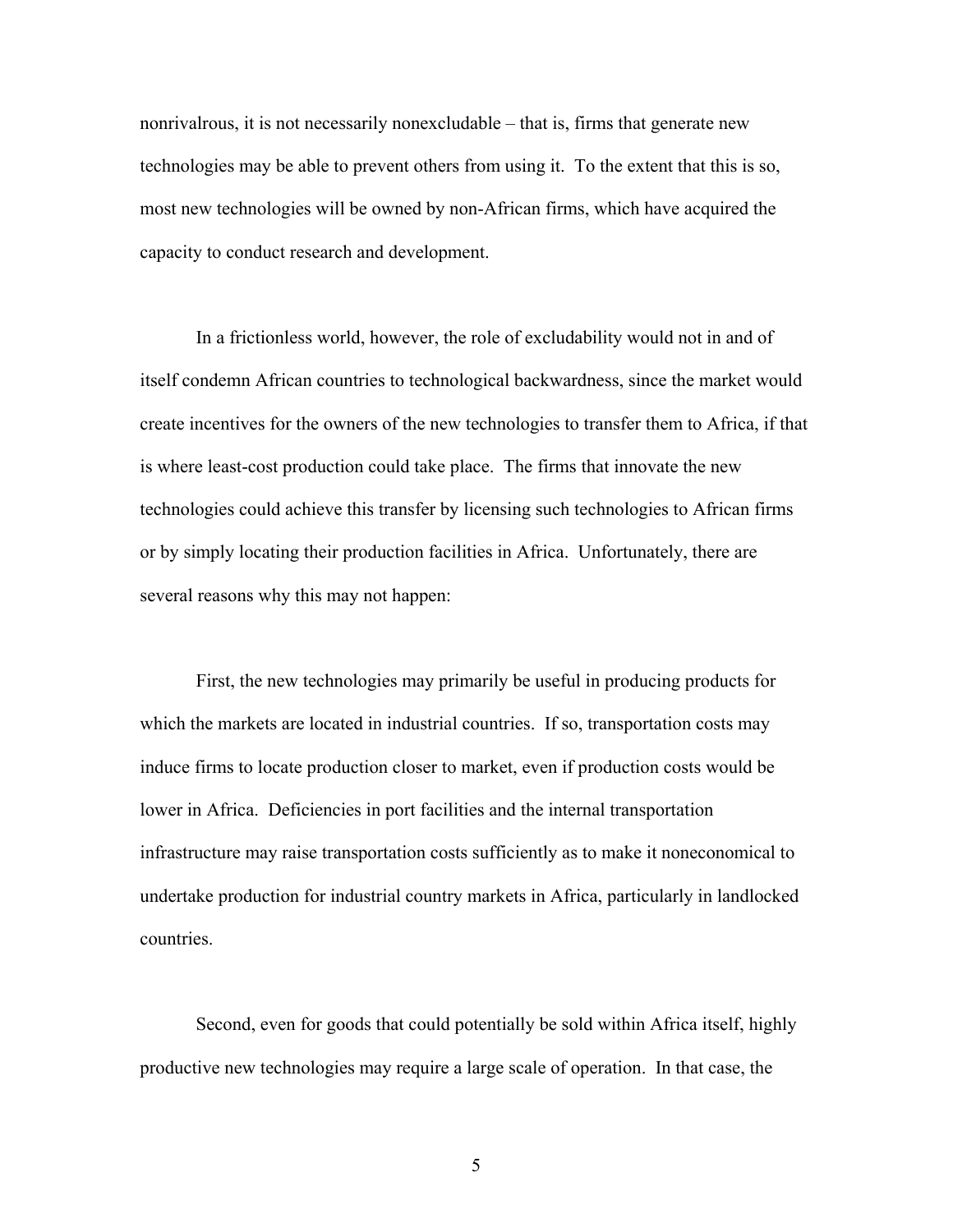nonrivalrous, it is not necessarily nonexcludable – that is, firms that generate new technologies may be able to prevent others from using it. To the extent that this is so, most new technologies will be owned by non-African firms, which have acquired the capacity to conduct research and development.

In a frictionless world, however, the role of excludability would not in and of itself condemn African countries to technological backwardness, since the market would create incentives for the owners of the new technologies to transfer them to Africa, if that is where least-cost production could take place. The firms that innovate the new technologies could achieve this transfer by licensing such technologies to African firms or by simply locating their production facilities in Africa. Unfortunately, there are several reasons why this may not happen:

First, the new technologies may primarily be useful in producing products for which the markets are located in industrial countries. If so, transportation costs may induce firms to locate production closer to market, even if production costs would be lower in Africa. Deficiencies in port facilities and the internal transportation infrastructure may raise transportation costs sufficiently as to make it noneconomical to undertake production for industrial country markets in Africa, particularly in landlocked countries.

Second, even for goods that could potentially be sold within Africa itself, highly productive new technologies may require a large scale of operation. In that case, the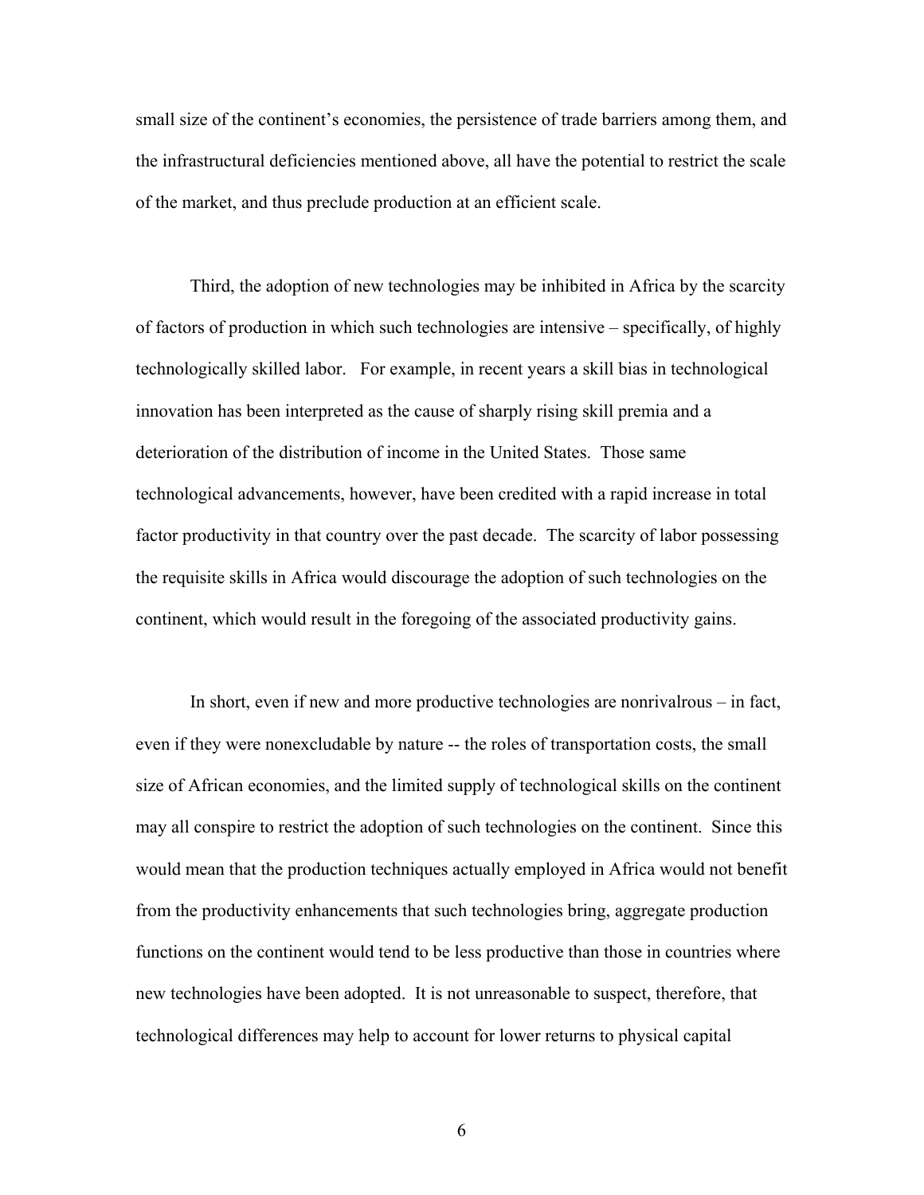small size of the continent's economies, the persistence of trade barriers among them, and the infrastructural deficiencies mentioned above, all have the potential to restrict the scale of the market, and thus preclude production at an efficient scale.

Third, the adoption of new technologies may be inhibited in Africa by the scarcity of factors of production in which such technologies are intensive – specifically, of highly technologically skilled labor. For example, in recent years a skill bias in technological innovation has been interpreted as the cause of sharply rising skill premia and a deterioration of the distribution of income in the United States. Those same technological advancements, however, have been credited with a rapid increase in total factor productivity in that country over the past decade. The scarcity of labor possessing the requisite skills in Africa would discourage the adoption of such technologies on the continent, which would result in the foregoing of the associated productivity gains.

In short, even if new and more productive technologies are nonrivalrous – in fact, even if they were nonexcludable by nature -- the roles of transportation costs, the small size of African economies, and the limited supply of technological skills on the continent may all conspire to restrict the adoption of such technologies on the continent. Since this would mean that the production techniques actually employed in Africa would not benefit from the productivity enhancements that such technologies bring, aggregate production functions on the continent would tend to be less productive than those in countries where new technologies have been adopted. It is not unreasonable to suspect, therefore, that technological differences may help to account for lower returns to physical capital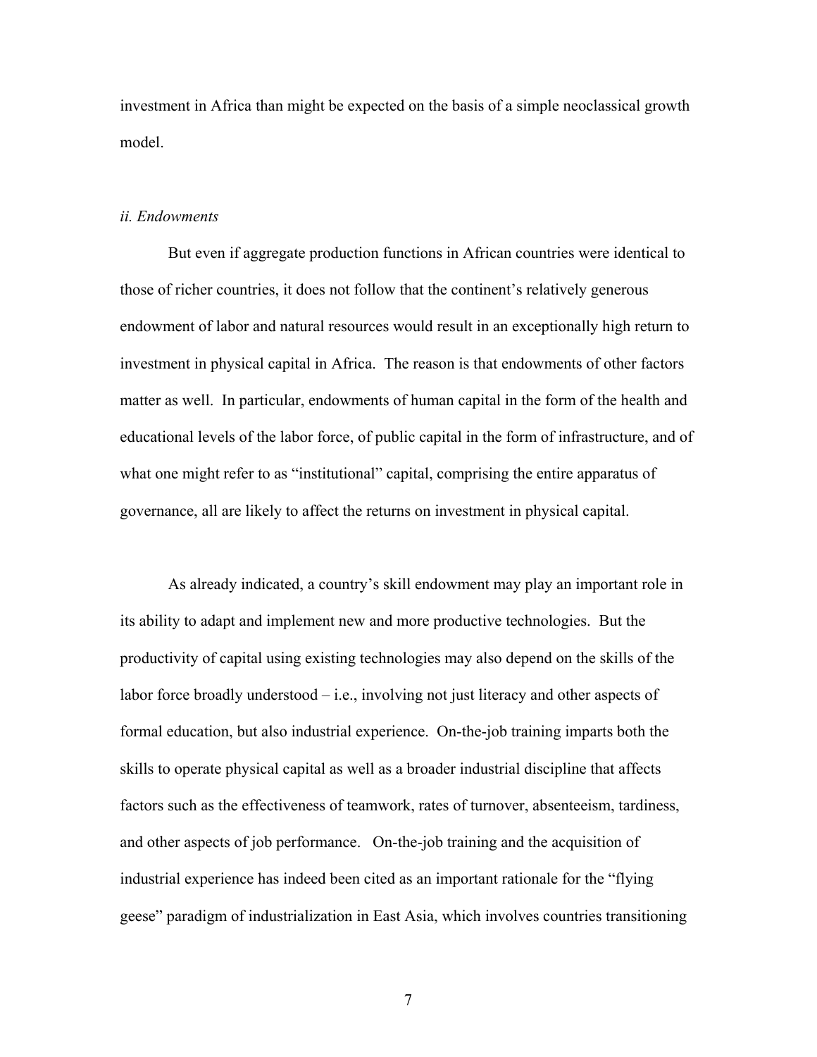investment in Africa than might be expected on the basis of a simple neoclassical growth model.

### *ii. Endowments*

But even if aggregate production functions in African countries were identical to those of richer countries, it does not follow that the continent's relatively generous endowment of labor and natural resources would result in an exceptionally high return to investment in physical capital in Africa. The reason is that endowments of other factors matter as well. In particular, endowments of human capital in the form of the health and educational levels of the labor force, of public capital in the form of infrastructure, and of what one might refer to as "institutional" capital, comprising the entire apparatus of governance, all are likely to affect the returns on investment in physical capital.

As already indicated, a country's skill endowment may play an important role in its ability to adapt and implement new and more productive technologies. But the productivity of capital using existing technologies may also depend on the skills of the labor force broadly understood – i.e., involving not just literacy and other aspects of formal education, but also industrial experience. On-the-job training imparts both the skills to operate physical capital as well as a broader industrial discipline that affects factors such as the effectiveness of teamwork, rates of turnover, absenteeism, tardiness, and other aspects of job performance. On-the-job training and the acquisition of industrial experience has indeed been cited as an important rationale for the "flying geese" paradigm of industrialization in East Asia, which involves countries transitioning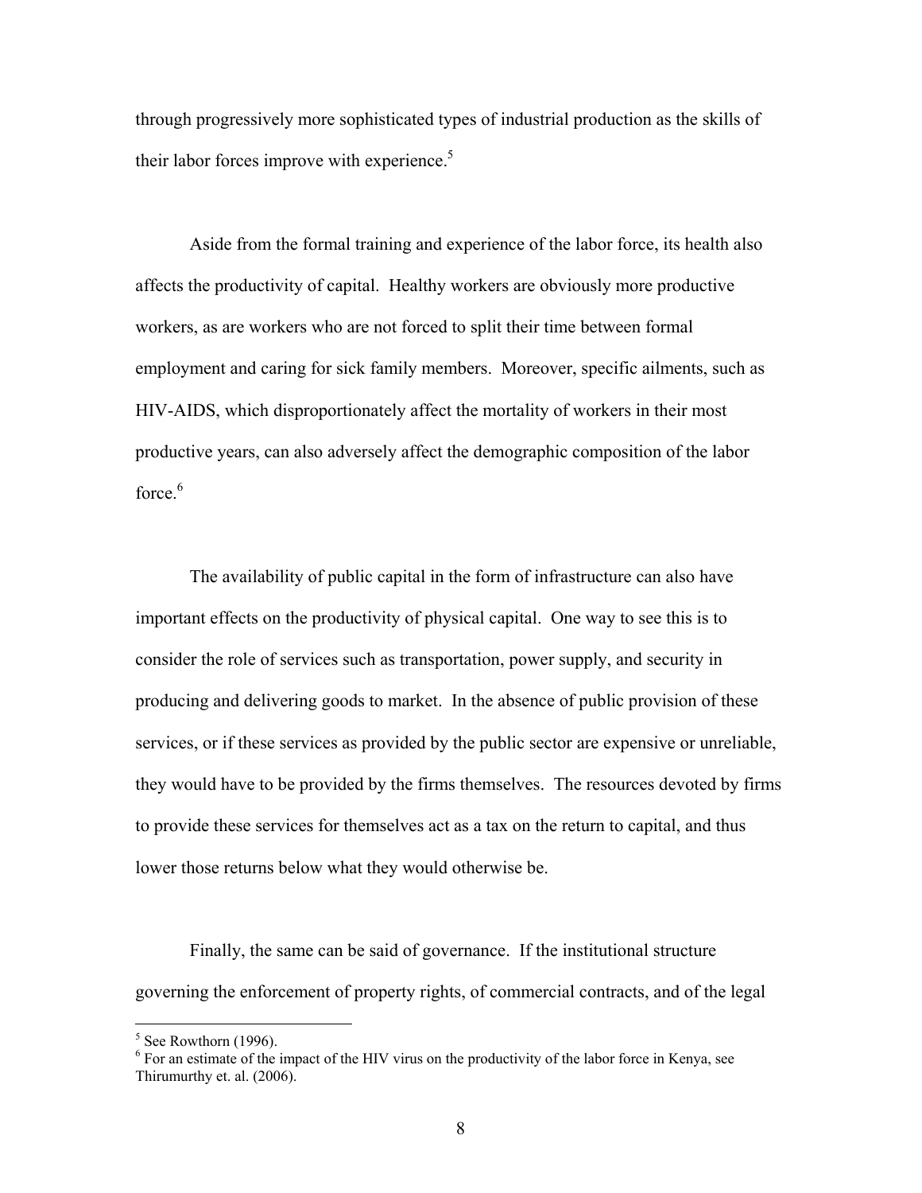through progressively more sophisticated types of industrial production as the skills of their labor forces improve with experience.[5]

Aside from the formal training and experience of the labor force, its health also affects the productivity of capital. Healthy workers are obviously more productive workers, as are workers who are not forced to split their time between formal employment and caring for sick family members. Moreover, specific ailments, such as HIV-AIDS, which disproportionately affect the mortality of workers in their most productive years, can also adversely affect the demographic composition of the labor force.[6]

The availability of public capital in the form of infrastructure can also have important effects on the productivity of physical capital. One way to see this is to consider the role of services such as transportation, power supply, and security in producing and delivering goods to market. In the absence of public provision of these services, or if these services as provided by the public sector are expensive or unreliable, they would have to be provided by the firms themselves. The resources devoted by firms to provide these services for themselves act as a tax on the return to capital, and thus lower those returns below what they would otherwise be.

Finally, the same can be said of governance. If the institutional structure governing the enforcement of property rights, of commercial contracts, and of the legal

[5] See Rowthorn (1996).

[6] For an estimate of the impact of the HIV virus on the productivity of the labor force in Kenya, see Thirumurthy et. al. (2006).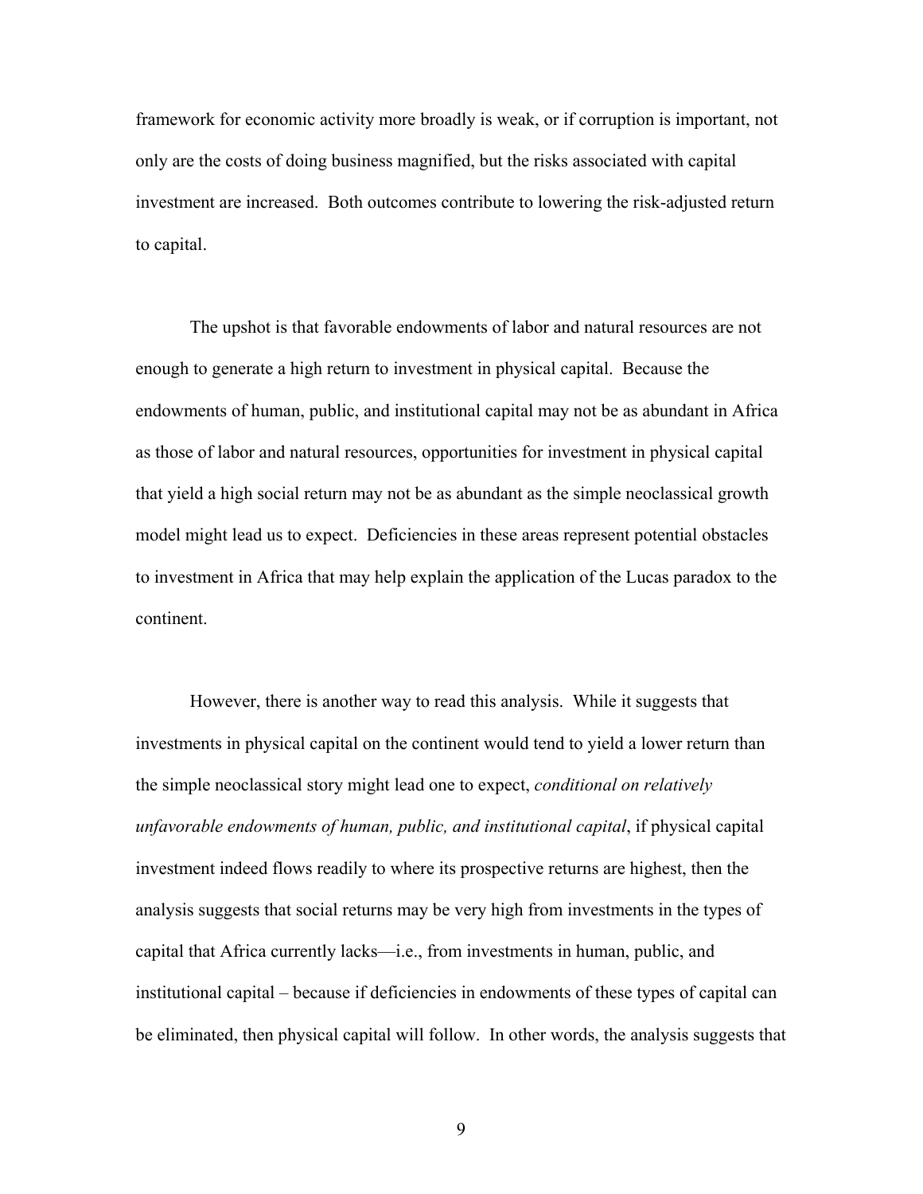framework for economic activity more broadly is weak, or if corruption is important, not only are the costs of doing business magnified, but the risks associated with capital investment are increased. Both outcomes contribute to lowering the risk-adjusted return to capital.

The upshot is that favorable endowments of labor and natural resources are not enough to generate a high return to investment in physical capital. Because the endowments of human, public, and institutional capital may not be as abundant in Africa as those of labor and natural resources, opportunities for investment in physical capital that yield a high social return may not be as abundant as the simple neoclassical growth model might lead us to expect. Deficiencies in these areas represent potential obstacles to investment in Africa that may help explain the application of the Lucas paradox to the continent.

However, there is another way to read this analysis. While it suggests that investments in physical capital on the continent would tend to yield a lower return than the simple neoclassical story might lead one to expect, *conditional on relatively unfavorable endowments of human, public, and institutional capital*, if physical capital investment indeed flows readily to where its prospective returns are highest, then the analysis suggests that social returns may be very high from investments in the types of capital that Africa currently lacks—i.e., from investments in human, public, and institutional capital – because if deficiencies in endowments of these types of capital can be eliminated, then physical capital will follow. In other words, the analysis suggests that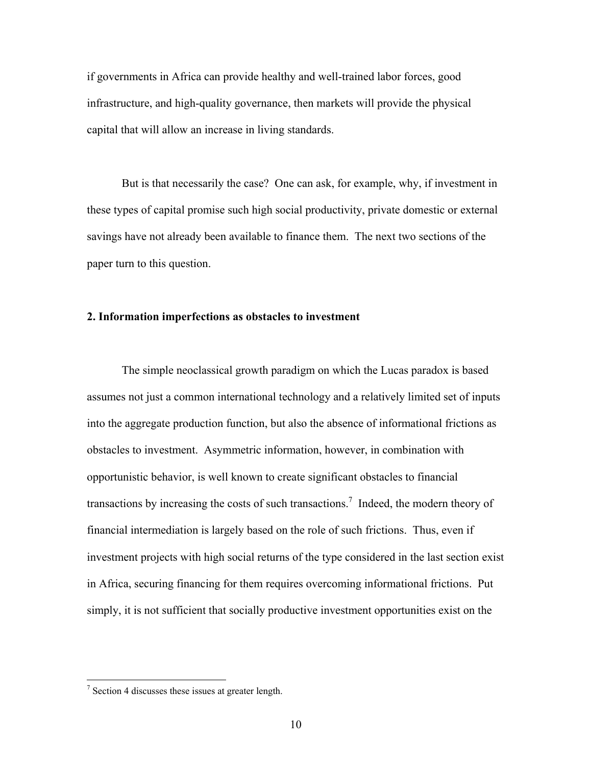if governments in Africa can provide healthy and well-trained labor forces, good infrastructure, and high-quality governance, then markets will provide the physical capital that will allow an increase in living standards.

But is that necessarily the case? One can ask, for example, why, if investment in these types of capital promise such high social productivity, private domestic or external savings have not already been available to finance them. The next two sections of the paper turn to this question.

## 2. Information imperfections as obstacles to investment

The simple neoclassical growth paradigm on which the Lucas paradox is based assumes not just a common international technology and a relatively limited set of inputs into the aggregate production function, but also the absence of informational frictions as obstacles to investment. Asymmetric information, however, in combination with opportunistic behavior, is well known to create significant obstacles to financial transactions by increasing the costs of such transactions.[7] Indeed, the modern theory of financial intermediation is largely based on the role of such frictions. Thus, even if investment projects with high social returns of the type considered in the last section exist in Africa, securing financing for them requires overcoming informational frictions. Put simply, it is not sufficient that socially productive investment opportunities exist on the

[7] Section 4 discusses these issues at greater length.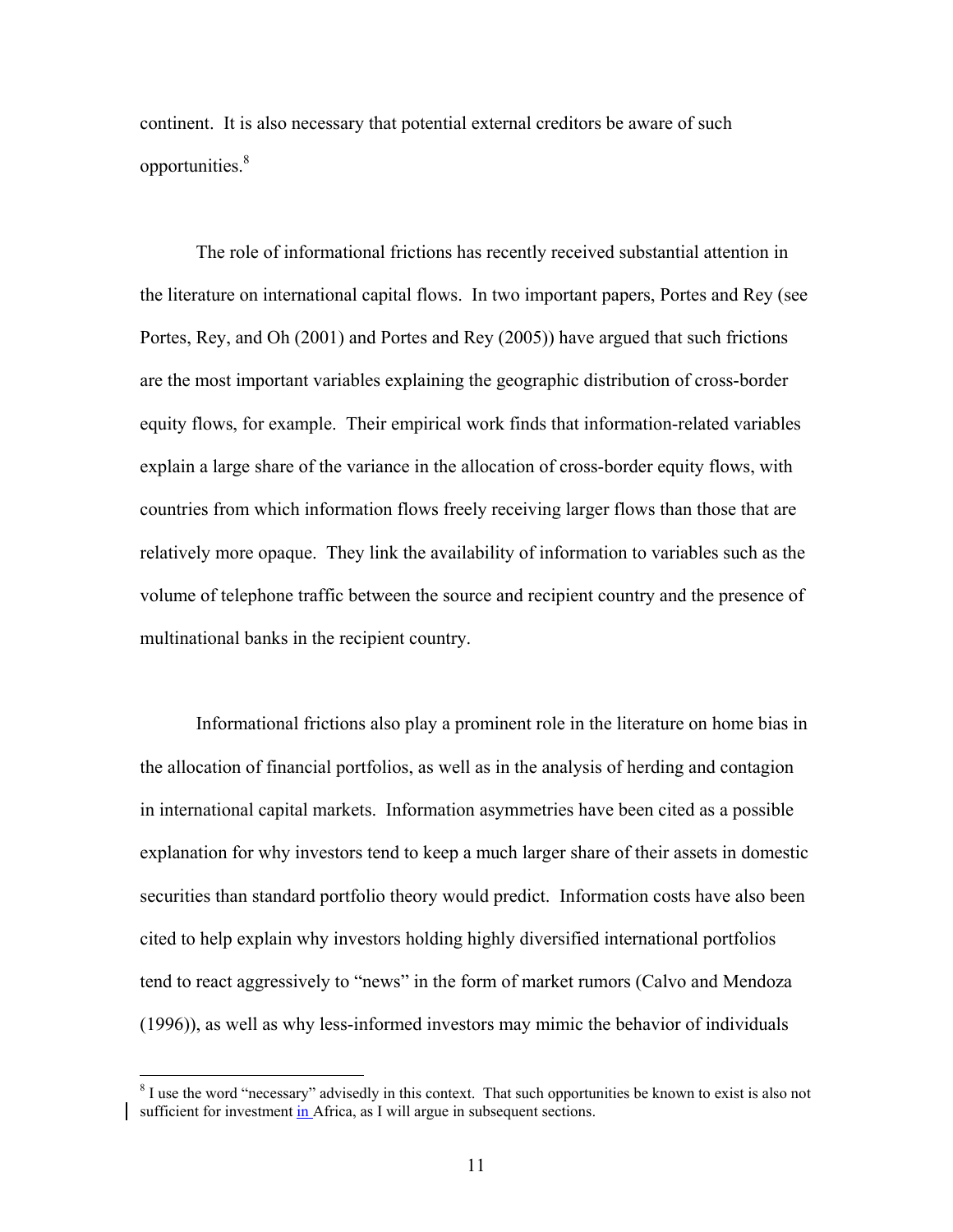continent. It is also necessary that potential external creditors be aware of such opportunities.[8]

The role of informational frictions has recently received substantial attention in the literature on international capital flows. In two important papers, Portes and Rey (see Portes, Rey, and Oh (2001) and Portes and Rey (2005)) have argued that such frictions are the most important variables explaining the geographic distribution of cross-border equity flows, for example. Their empirical work finds that information-related variables explain a large share of the variance in the allocation of cross-border equity flows, with countries from which information flows freely receiving larger flows than those that are relatively more opaque. They link the availability of information to variables such as the volume of telephone traffic between the source and recipient country and the presence of multinational banks in the recipient country.

Informational frictions also play a prominent role in the literature on home bias in the allocation of financial portfolios, as well as in the analysis of herding and contagion in international capital markets. Information asymmetries have been cited as a possible explanation for why investors tend to keep a much larger share of their assets in domestic securities than standard portfolio theory would predict. Information costs have also been cited to help explain why investors holding highly diversified international portfolios tend to react aggressively to "news" in the form of market rumors (Calvo and Mendoza (1996)), as well as why less-informed investors may mimic the behavior of individuals

[8] I use the word "necessary" advisedly in this context. That such opportunities be known to exist is also not sufficient for investment in Africa, as I will argue in subsequent sections.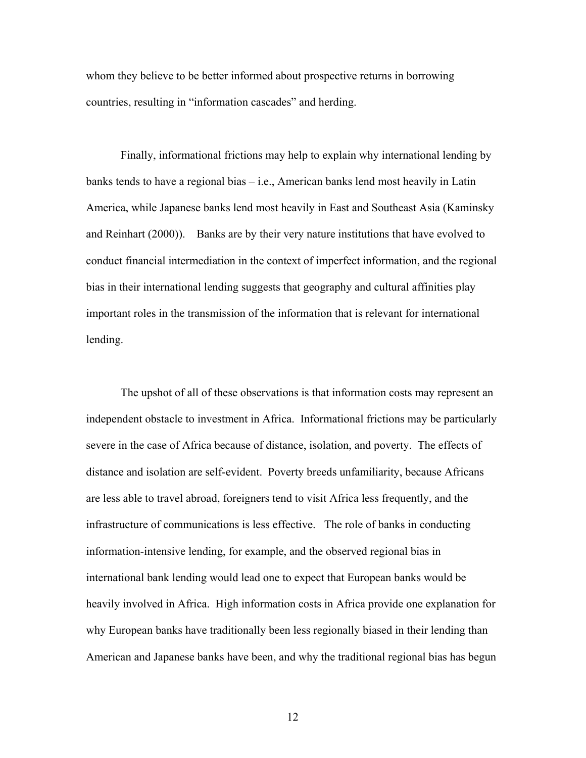whom they believe to be better informed about prospective returns in borrowing countries, resulting in "information cascades" and herding.

Finally, informational frictions may help to explain why international lending by banks tends to have a regional bias – i.e., American banks lend most heavily in Latin America, while Japanese banks lend most heavily in East and Southeast Asia (Kaminsky and Reinhart (2000)). Banks are by their very nature institutions that have evolved to conduct financial intermediation in the context of imperfect information, and the regional bias in their international lending suggests that geography and cultural affinities play important roles in the transmission of the information that is relevant for international lending.

The upshot of all of these observations is that information costs may represent an independent obstacle to investment in Africa. Informational frictions may be particularly severe in the case of Africa because of distance, isolation, and poverty. The effects of distance and isolation are self-evident. Poverty breeds unfamiliarity, because Africans are less able to travel abroad, foreigners tend to visit Africa less frequently, and the infrastructure of communications is less effective. The role of banks in conducting information-intensive lending, for example, and the observed regional bias in international bank lending would lead one to expect that European banks would be heavily involved in Africa. High information costs in Africa provide one explanation for why European banks have traditionally been less regionally biased in their lending than American and Japanese banks have been, and why the traditional regional bias has begun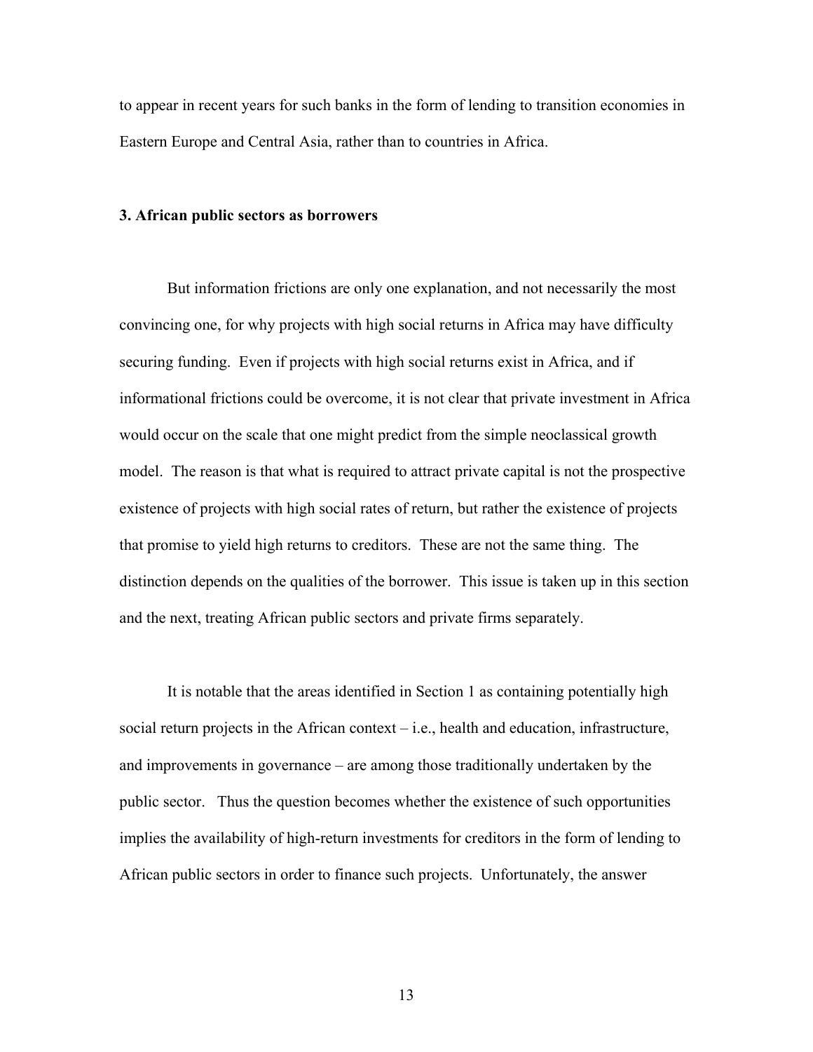to appear in recent years for such banks in the form of lending to transition economies in Eastern Europe and Central Asia, rather than to countries in Africa.

### 3. African public sectors as borrowers

But information frictions are only one explanation, and not necessarily the most convincing one, for why projects with high social returns in Africa may have difficulty securing funding. Even if projects with high social returns exist in Africa, and if informational frictions could be overcome, it is not clear that private investment in Africa would occur on the scale that one might predict from the simple neoclassical growth model. The reason is that what is required to attract private capital is not the prospective existence of projects with high social rates of return, but rather the existence of projects that promise to yield high returns to creditors. These are not the same thing. The distinction depends on the qualities of the borrower. This issue is taken up in this section and the next, treating African public sectors and private firms separately.

It is notable that the areas identified in Section 1 as containing potentially high social return projects in the African context – i.e., health and education, infrastructure, and improvements in governance – are among those traditionally undertaken by the public sector. Thus the question becomes whether the existence of such opportunities implies the availability of high-return investments for creditors in the form of lending to African public sectors in order to finance such projects. Unfortunately, the answer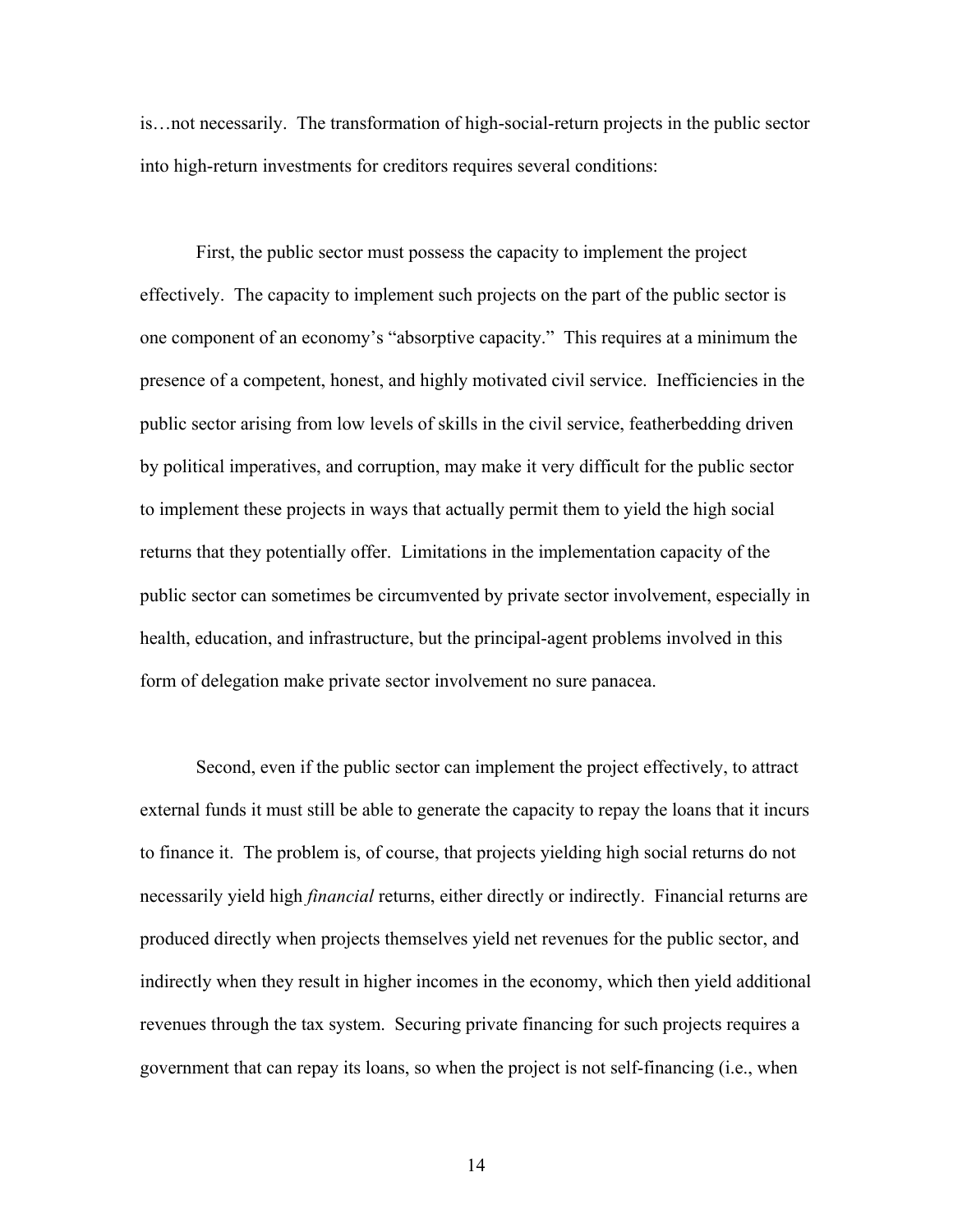is…not necessarily. The transformation of high-social-return projects in the public sector into high-return investments for creditors requires several conditions:

First, the public sector must possess the capacity to implement the project effectively. The capacity to implement such projects on the part of the public sector is one component of an economy's "absorptive capacity." This requires at a minimum the presence of a competent, honest, and highly motivated civil service. Inefficiencies in the public sector arising from low levels of skills in the civil service, featherbedding driven by political imperatives, and corruption, may make it very difficult for the public sector to implement these projects in ways that actually permit them to yield the high social returns that they potentially offer. Limitations in the implementation capacity of the public sector can sometimes be circumvented by private sector involvement, especially in health, education, and infrastructure, but the principal-agent problems involved in this form of delegation make private sector involvement no sure panacea.

Second, even if the public sector can implement the project effectively, to attract external funds it must still be able to generate the capacity to repay the loans that it incurs to finance it. The problem is, of course, that projects yielding high social returns do not necessarily yield high *financial* returns, either directly or indirectly. Financial returns are produced directly when projects themselves yield net revenues for the public sector, and indirectly when they result in higher incomes in the economy, which then yield additional revenues through the tax system. Securing private financing for such projects requires a government that can repay its loans, so when the project is not self-financing (i.e., when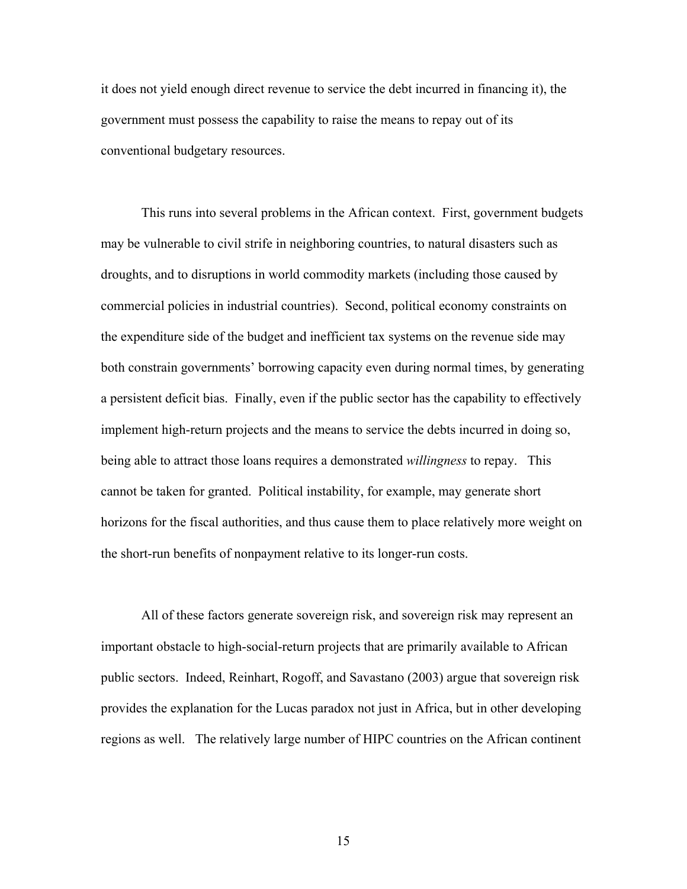it does not yield enough direct revenue to service the debt incurred in financing it), the government must possess the capability to raise the means to repay out of its conventional budgetary resources.

This runs into several problems in the African context. First, government budgets may be vulnerable to civil strife in neighboring countries, to natural disasters such as droughts, and to disruptions in world commodity markets (including those caused by commercial policies in industrial countries). Second, political economy constraints on the expenditure side of the budget and inefficient tax systems on the revenue side may both constrain governments' borrowing capacity even during normal times, by generating a persistent deficit bias. Finally, even if the public sector has the capability to effectively implement high-return projects and the means to service the debts incurred in doing so, being able to attract those loans requires a demonstrated *willingness* to repay. This cannot be taken for granted. Political instability, for example, may generate short horizons for the fiscal authorities, and thus cause them to place relatively more weight on the short-run benefits of nonpayment relative to its longer-run costs.

All of these factors generate sovereign risk, and sovereign risk may represent an important obstacle to high-social-return projects that are primarily available to African public sectors. Indeed, Reinhart, Rogoff, and Savastano (2003) argue that sovereign risk provides the explanation for the Lucas paradox not just in Africa, but in other developing regions as well. The relatively large number of HIPC countries on the African continent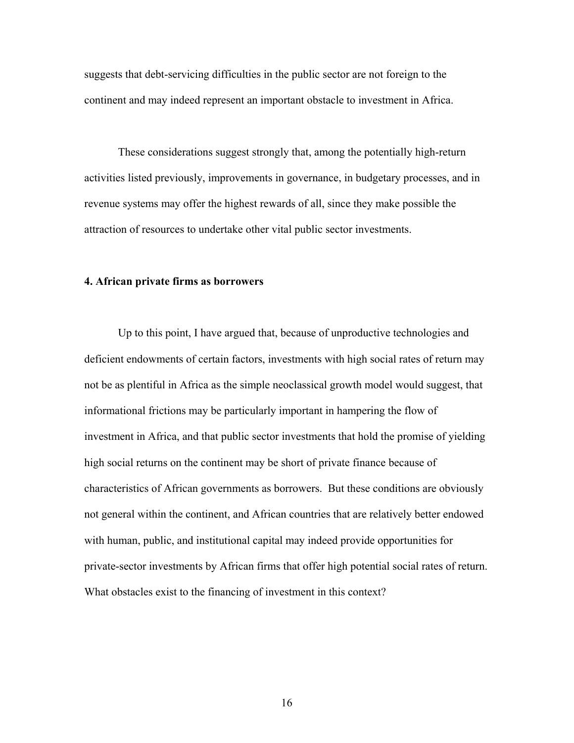suggests that debt-servicing difficulties in the public sector are not foreign to the continent and may indeed represent an important obstacle to investment in Africa.

These considerations suggest strongly that, among the potentially high-return activities listed previously, improvements in governance, in budgetary processes, and in revenue systems may offer the highest rewards of all, since they make possible the attraction of resources to undertake other vital public sector investments.

## 4. African private firms as borrowers

Up to this point, I have argued that, because of unproductive technologies and deficient endowments of certain factors, investments with high social rates of return may not be as plentiful in Africa as the simple neoclassical growth model would suggest, that informational frictions may be particularly important in hampering the flow of investment in Africa, and that public sector investments that hold the promise of yielding high social returns on the continent may be short of private finance because of characteristics of African governments as borrowers. But these conditions are obviously not general within the continent, and African countries that are relatively better endowed with human, public, and institutional capital may indeed provide opportunities for private-sector investments by African firms that offer high potential social rates of return. What obstacles exist to the financing of investment in this context?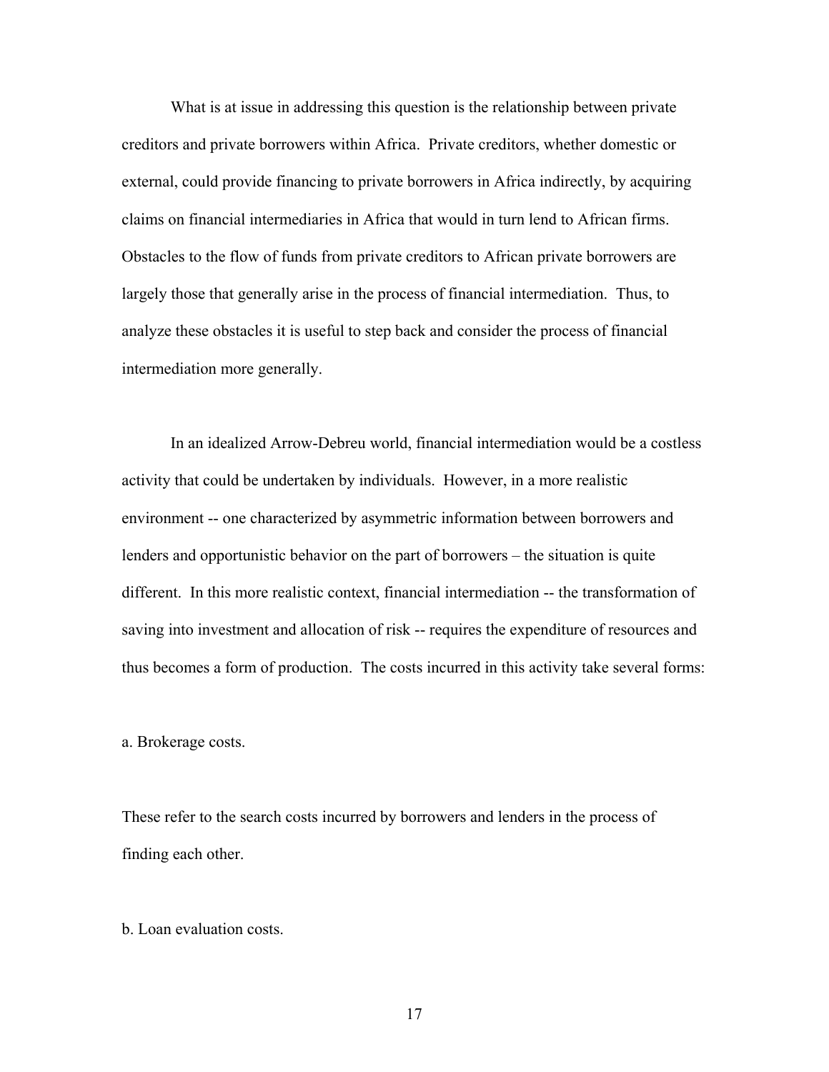What is at issue in addressing this question is the relationship between private creditors and private borrowers within Africa. Private creditors, whether domestic or external, could provide financing to private borrowers in Africa indirectly, by acquiring claims on financial intermediaries in Africa that would in turn lend to African firms. Obstacles to the flow of funds from private creditors to African private borrowers are largely those that generally arise in the process of financial intermediation. Thus, to analyze these obstacles it is useful to step back and consider the process of financial intermediation more generally.

In an idealized Arrow-Debreu world, financial intermediation would be a costless activity that could be undertaken by individuals. However, in a more realistic environment -- one characterized by asymmetric information between borrowers and lenders and opportunistic behavior on the part of borrowers – the situation is quite different. In this more realistic context, financial intermediation -- the transformation of saving into investment and allocation of risk -- requires the expenditure of resources and thus becomes a form of production. The costs incurred in this activity take several forms:

a. Brokerage costs.

These refer to the search costs incurred by borrowers and lenders in the process of finding each other.

b. Loan evaluation costs.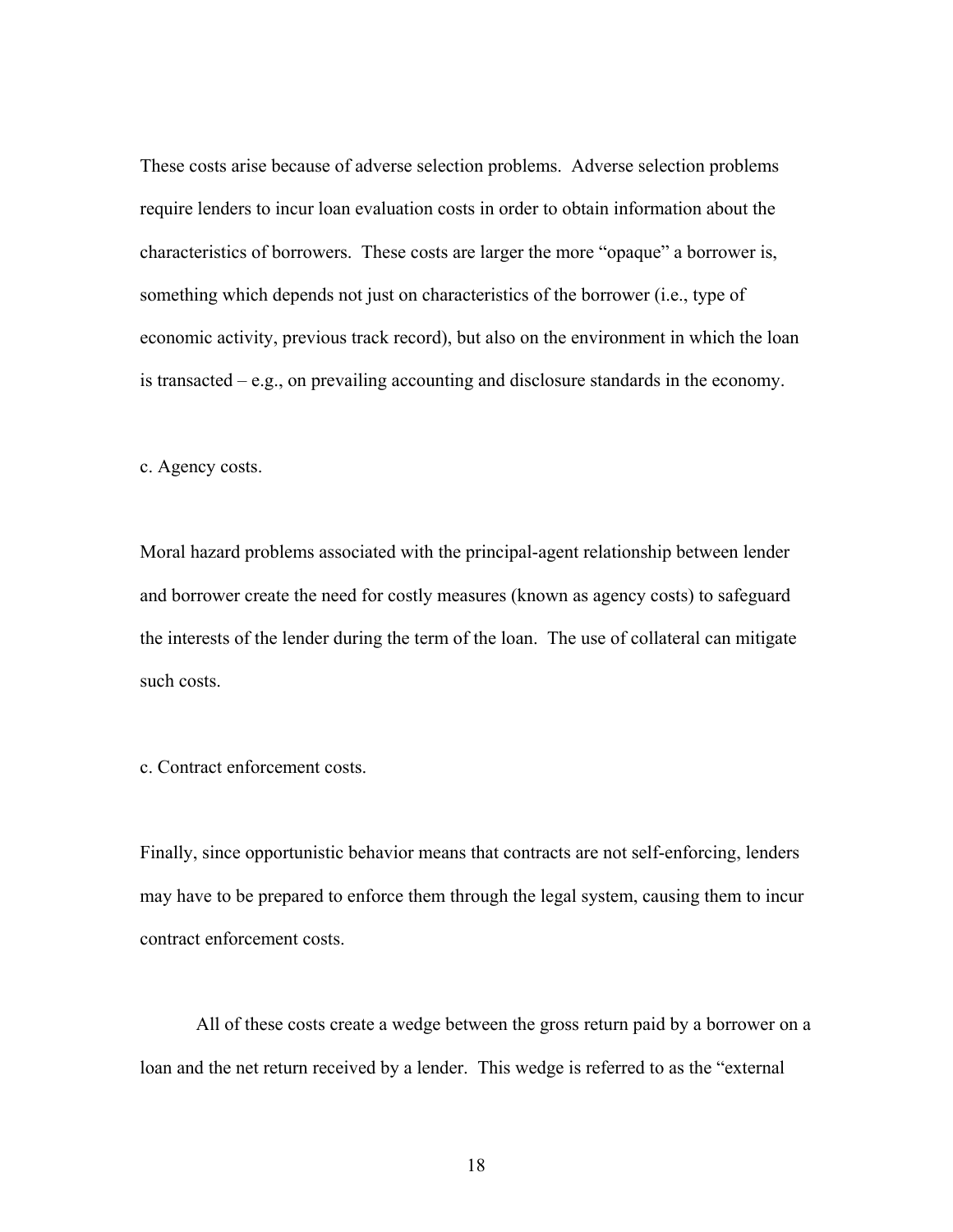These costs arise because of adverse selection problems. Adverse selection problems require lenders to incur loan evaluation costs in order to obtain information about the characteristics of borrowers. These costs are larger the more "opaque" a borrower is, something which depends not just on characteristics of the borrower (i.e., type of economic activity, previous track record), but also on the environment in which the loan is transacted – e.g., on prevailing accounting and disclosure standards in the economy.

c. Agency costs.

Moral hazard problems associated with the principal-agent relationship between lender and borrower create the need for costly measures (known as agency costs) to safeguard the interests of the lender during the term of the loan. The use of collateral can mitigate such costs.

c. Contract enforcement costs.

Finally, since opportunistic behavior means that contracts are not self-enforcing, lenders may have to be prepared to enforce them through the legal system, causing them to incur contract enforcement costs.

All of these costs create a wedge between the gross return paid by a borrower on a loan and the net return received by a lender. This wedge is referred to as the "external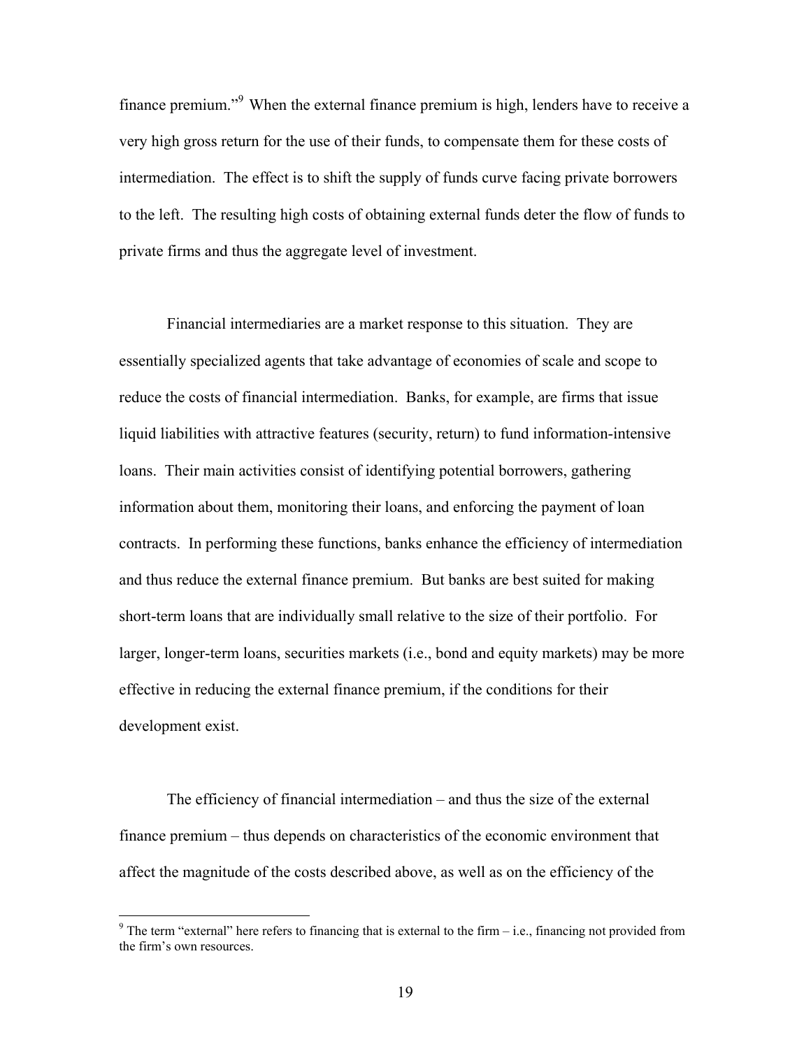finance premium."[9] When the external finance premium is high, lenders have to receive a very high gross return for the use of their funds, to compensate them for these costs of intermediation. The effect is to shift the supply of funds curve facing private borrowers to the left. The resulting high costs of obtaining external funds deter the flow of funds to private firms and thus the aggregate level of investment.

Financial intermediaries are a market response to this situation. They are essentially specialized agents that take advantage of economies of scale and scope to reduce the costs of financial intermediation. Banks, for example, are firms that issue liquid liabilities with attractive features (security, return) to fund information-intensive loans. Their main activities consist of identifying potential borrowers, gathering information about them, monitoring their loans, and enforcing the payment of loan contracts. In performing these functions, banks enhance the efficiency of intermediation and thus reduce the external finance premium. But banks are best suited for making short-term loans that are individually small relative to the size of their portfolio. For larger, longer-term loans, securities markets (i.e., bond and equity markets) may be more effective in reducing the external finance premium, if the conditions for their development exist.

The efficiency of financial intermediation – and thus the size of the external finance premium – thus depends on characteristics of the economic environment that affect the magnitude of the costs described above, as well as on the efficiency of the

[9] The term "external" here refers to financing that is external to the firm – i.e., financing not provided from the firm's own resources.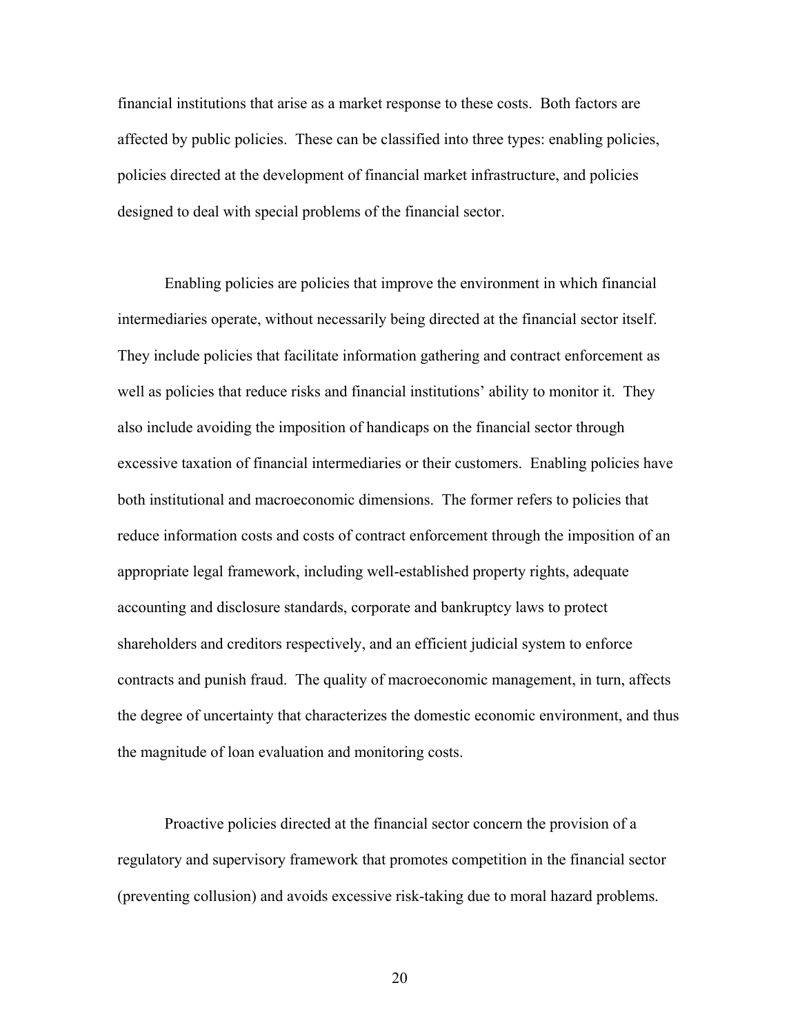financial institutions that arise as a market response to these costs. Both factors are affected by public policies. These can be classified into three types: enabling policies, policies directed at the development of financial market infrastructure, and policies designed to deal with special problems of the financial sector.

Enabling policies are policies that improve the environment in which financial intermediaries operate, without necessarily being directed at the financial sector itself. They include policies that facilitate information gathering and contract enforcement as well as policies that reduce risks and financial institutions' ability to monitor it. They also include avoiding the imposition of handicaps on the financial sector through excessive taxation of financial intermediaries or their customers. Enabling policies have both institutional and macroeconomic dimensions. The former refers to policies that reduce information costs and costs of contract enforcement through the imposition of an appropriate legal framework, including well-established property rights, adequate accounting and disclosure standards, corporate and bankruptcy laws to protect shareholders and creditors respectively, and an efficient judicial system to enforce contracts and punish fraud. The quality of macroeconomic management, in turn, affects the degree of uncertainty that characterizes the domestic economic environment, and thus the magnitude of loan evaluation and monitoring costs.

Proactive policies directed at the financial sector concern the provision of a regulatory and supervisory framework that promotes competition in the financial sector (preventing collusion) and avoids excessive risk-taking due to moral hazard problems.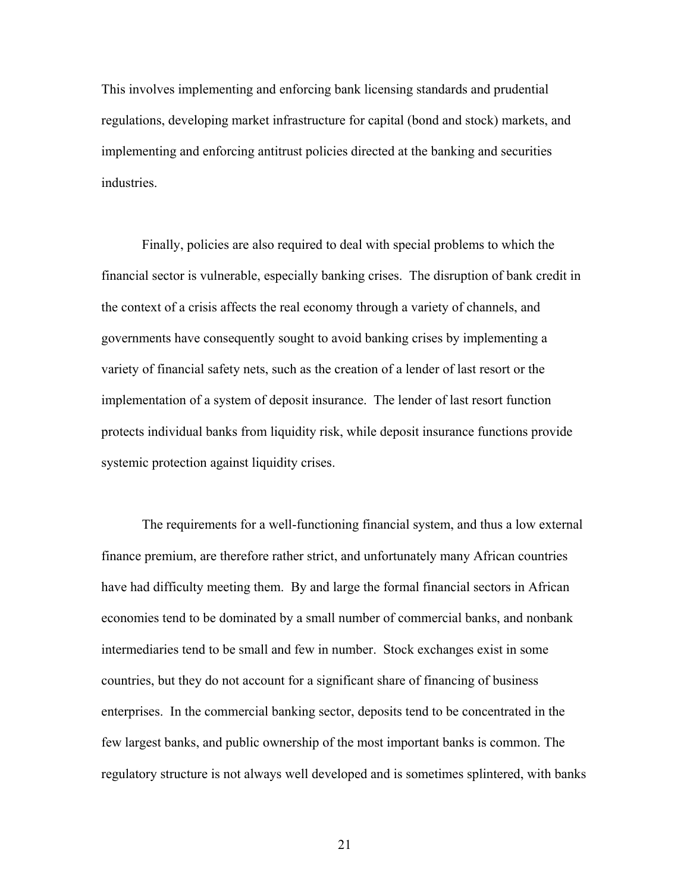This involves implementing and enforcing bank licensing standards and prudential regulations, developing market infrastructure for capital (bond and stock) markets, and implementing and enforcing antitrust policies directed at the banking and securities industries.

Finally, policies are also required to deal with special problems to which the financial sector is vulnerable, especially banking crises. The disruption of bank credit in the context of a crisis affects the real economy through a variety of channels, and governments have consequently sought to avoid banking crises by implementing a variety of financial safety nets, such as the creation of a lender of last resort or the implementation of a system of deposit insurance. The lender of last resort function protects individual banks from liquidity risk, while deposit insurance functions provide systemic protection against liquidity crises.

The requirements for a well-functioning financial system, and thus a low external finance premium, are therefore rather strict, and unfortunately many African countries have had difficulty meeting them. By and large the formal financial sectors in African economies tend to be dominated by a small number of commercial banks, and nonbank intermediaries tend to be small and few in number. Stock exchanges exist in some countries, but they do not account for a significant share of financing of business enterprises. In the commercial banking sector, deposits tend to be concentrated in the few largest banks, and public ownership of the most important banks is common. The regulatory structure is not always well developed and is sometimes splintered, with banks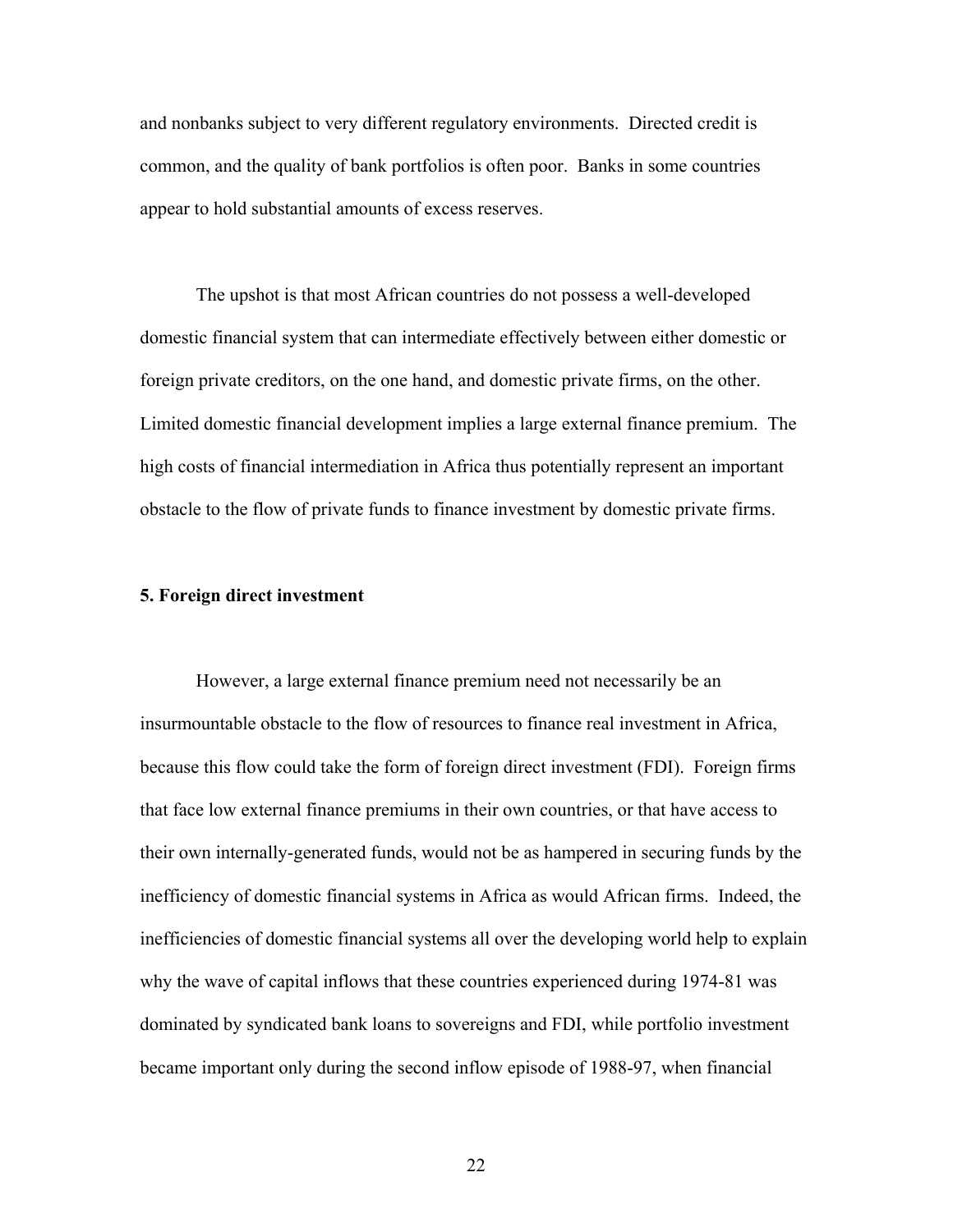and nonbanks subject to very different regulatory environments. Directed credit is common, and the quality of bank portfolios is often poor. Banks in some countries appear to hold substantial amounts of excess reserves.

The upshot is that most African countries do not possess a well-developed domestic financial system that can intermediate effectively between either domestic or foreign private creditors, on the one hand, and domestic private firms, on the other. Limited domestic financial development implies a large external finance premium. The high costs of financial intermediation in Africa thus potentially represent an important obstacle to the flow of private funds to finance investment by domestic private firms.

**5. Foreign direct investment**

However, a large external finance premium need not necessarily be an insurmountable obstacle to the flow of resources to finance real investment in Africa, because this flow could take the form of foreign direct investment (FDI). Foreign firms that face low external finance premiums in their own countries, or that have access to their own internally-generated funds, would not be as hampered in securing funds by the inefficiency of domestic financial systems in Africa as would African firms. Indeed, the inefficiencies of domestic financial systems all over the developing world help to explain why the wave of capital inflows that these countries experienced during 1974-81 was dominated by syndicated bank loans to sovereigns and FDI, while portfolio investment became important only during the second inflow episode of 1988-97, when financial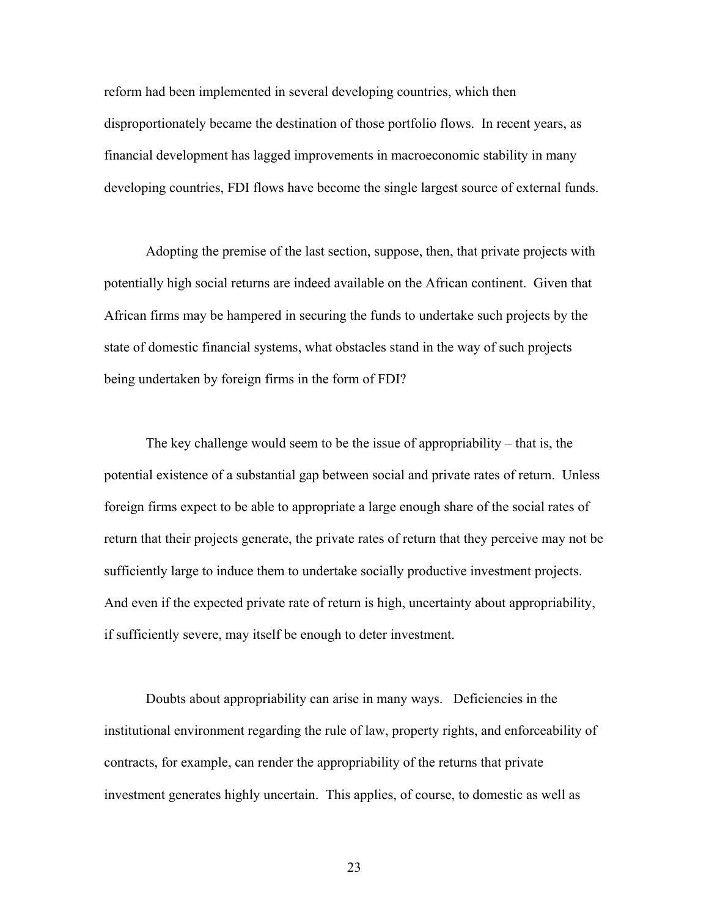reform had been implemented in several developing countries, which then disproportionately became the destination of those portfolio flows. In recent years, as financial development has lagged improvements in macroeconomic stability in many developing countries, FDI flows have become the single largest source of external funds.

Adopting the premise of the last section, suppose, then, that private projects with potentially high social returns are indeed available on the African continent. Given that African firms may be hampered in securing the funds to undertake such projects by the state of domestic financial systems, what obstacles stand in the way of such projects being undertaken by foreign firms in the form of FDI?

The key challenge would seem to be the issue of appropriability – that is, the potential existence of a substantial gap between social and private rates of return. Unless foreign firms expect to be able to appropriate a large enough share of the social rates of return that their projects generate, the private rates of return that they perceive may not be sufficiently large to induce them to undertake socially productive investment projects. And even if the expected private rate of return is high, uncertainty about appropriability, if sufficiently severe, may itself be enough to deter investment.

Doubts about appropriability can arise in many ways. Deficiencies in the institutional environment regarding the rule of law, property rights, and enforceability of contracts, for example, can render the appropriability of the returns that private investment generates highly uncertain. This applies, of course, to domestic as well as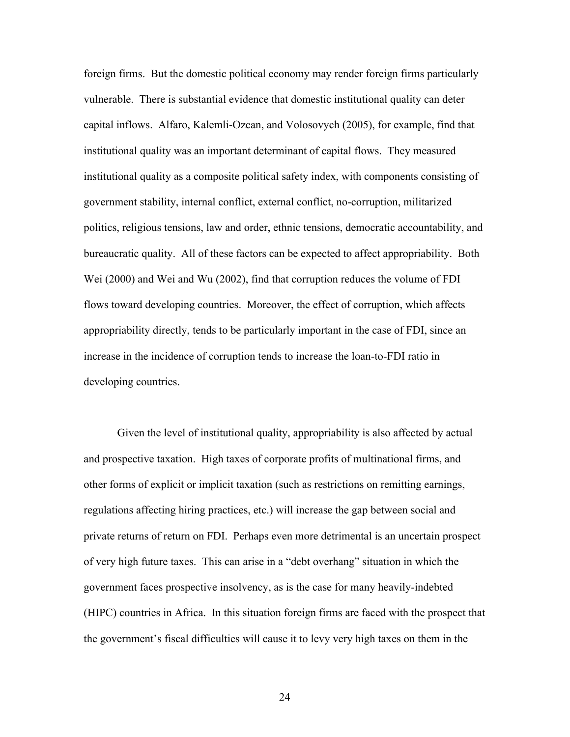foreign firms. But the domestic political economy may render foreign firms particularly vulnerable. There is substantial evidence that domestic institutional quality can deter capital inflows. Alfaro, Kalemli-Ozcan, and Volosovych (2005), for example, find that institutional quality was an important determinant of capital flows. They measured institutional quality as a composite political safety index, with components consisting of government stability, internal conflict, external conflict, no-corruption, militarized politics, religious tensions, law and order, ethnic tensions, democratic accountability, and bureaucratic quality. All of these factors can be expected to affect appropriability. Both Wei (2000) and Wei and Wu (2002), find that corruption reduces the volume of FDI flows toward developing countries. Moreover, the effect of corruption, which affects appropriability directly, tends to be particularly important in the case of FDI, since an increase in the incidence of corruption tends to increase the loan-to-FDI ratio in developing countries.

Given the level of institutional quality, appropriability is also affected by actual and prospective taxation. High taxes of corporate profits of multinational firms, and other forms of explicit or implicit taxation (such as restrictions on remitting earnings, regulations affecting hiring practices, etc.) will increase the gap between social and private returns of return on FDI. Perhaps even more detrimental is an uncertain prospect of very high future taxes. This can arise in a "debt overhang" situation in which the government faces prospective insolvency, as is the case for many heavily-indebted (HIPC) countries in Africa. In this situation foreign firms are faced with the prospect that the government's fiscal difficulties will cause it to levy very high taxes on them in the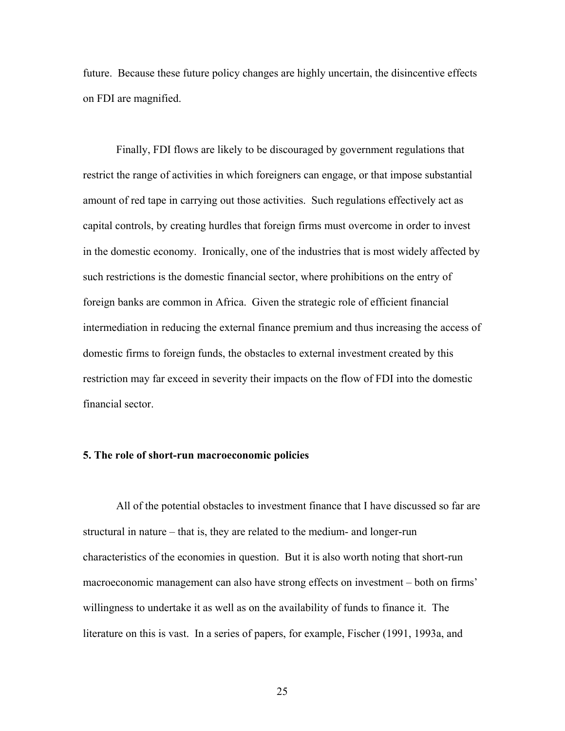future. Because these future policy changes are highly uncertain, the disincentive effects on FDI are magnified.

Finally, FDI flows are likely to be discouraged by government regulations that restrict the range of activities in which foreigners can engage, or that impose substantial amount of red tape in carrying out those activities. Such regulations effectively act as capital controls, by creating hurdles that foreign firms must overcome in order to invest in the domestic economy. Ironically, one of the industries that is most widely affected by such restrictions is the domestic financial sector, where prohibitions on the entry of foreign banks are common in Africa. Given the strategic role of efficient financial intermediation in reducing the external finance premium and thus increasing the access of domestic firms to foreign funds, the obstacles to external investment created by this restriction may far exceed in severity their impacts on the flow of FDI into the domestic financial sector.

## 5. The role of short-run macroeconomic policies

All of the potential obstacles to investment finance that I have discussed so far are structural in nature – that is, they are related to the medium- and longer-run characteristics of the economies in question. But it is also worth noting that short-run macroeconomic management can also have strong effects on investment – both on firms' willingness to undertake it as well as on the availability of funds to finance it. The literature on this is vast. In a series of papers, for example, Fischer (1991, 1993a, and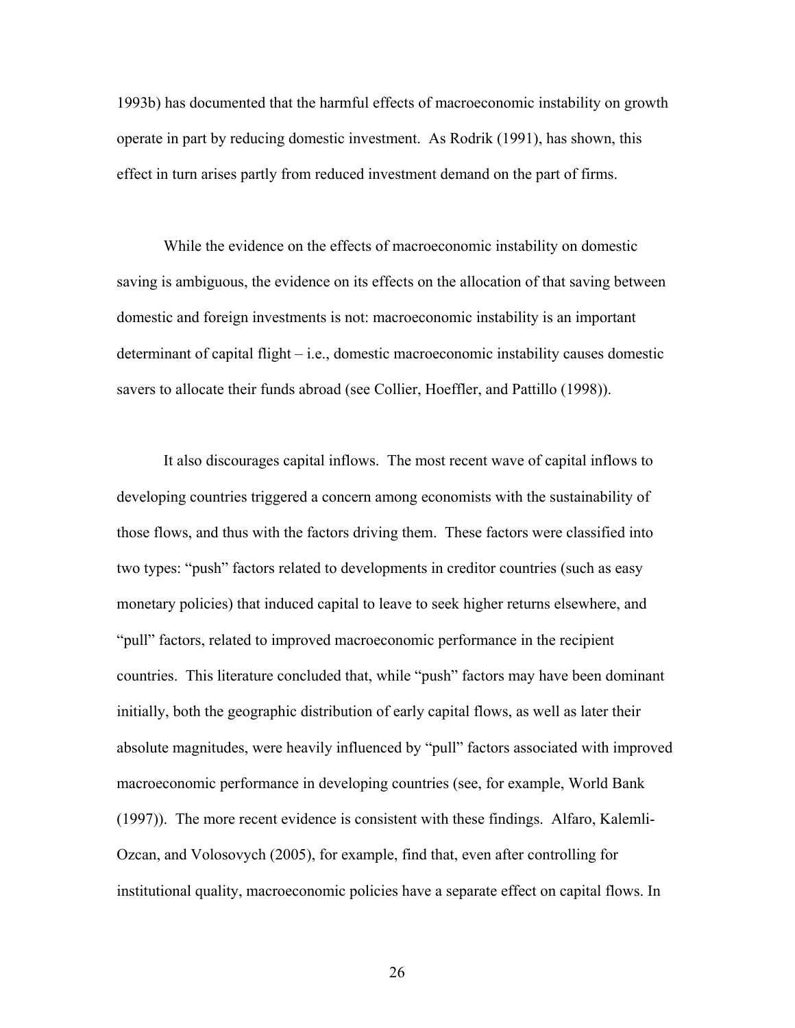1993b) has documented that the harmful effects of macroeconomic instability on growth operate in part by reducing domestic investment. As Rodrik (1991), has shown, this effect in turn arises partly from reduced investment demand on the part of firms.

While the evidence on the effects of macroeconomic instability on domestic saving is ambiguous, the evidence on its effects on the allocation of that saving between domestic and foreign investments is not: macroeconomic instability is an important determinant of capital flight – i.e., domestic macroeconomic instability causes domestic savers to allocate their funds abroad (see Collier, Hoeffler, and Pattillo (1998)).

It also discourages capital inflows. The most recent wave of capital inflows to developing countries triggered a concern among economists with the sustainability of those flows, and thus with the factors driving them. These factors were classified into two types: "push" factors related to developments in creditor countries (such as easy monetary policies) that induced capital to leave to seek higher returns elsewhere, and "pull" factors, related to improved macroeconomic performance in the recipient countries. This literature concluded that, while "push" factors may have been dominant initially, both the geographic distribution of early capital flows, as well as later their absolute magnitudes, were heavily influenced by "pull" factors associated with improved macroeconomic performance in developing countries (see, for example, World Bank (1997)). The more recent evidence is consistent with these findings. Alfaro, Kalemli-Ozcan, and Volosovych (2005), for example, find that, even after controlling for institutional quality, macroeconomic policies have a separate effect on capital flows. In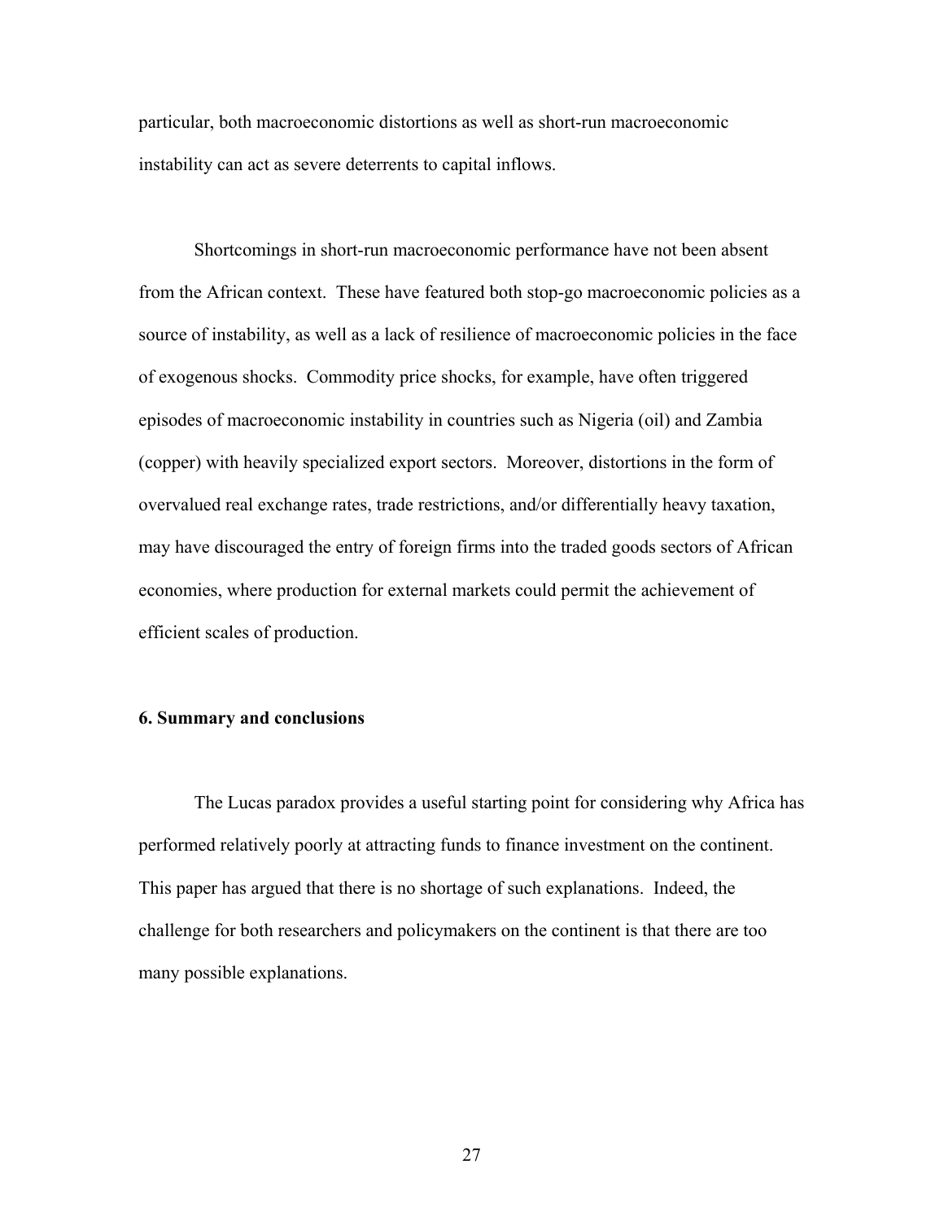particular, both macroeconomic distortions as well as short-run macroeconomic instability can act as severe deterrents to capital inflows.

Shortcomings in short-run macroeconomic performance have not been absent from the African context. These have featured both stop-go macroeconomic policies as a source of instability, as well as a lack of resilience of macroeconomic policies in the face of exogenous shocks. Commodity price shocks, for example, have often triggered episodes of macroeconomic instability in countries such as Nigeria (oil) and Zambia (copper) with heavily specialized export sectors. Moreover, distortions in the form of overvalued real exchange rates, trade restrictions, and/or differentially heavy taxation, may have discouraged the entry of foreign firms into the traded goods sectors of African economies, where production for external markets could permit the achievement of efficient scales of production.

## 6. Summary and conclusions

The Lucas paradox provides a useful starting point for considering why Africa has performed relatively poorly at attracting funds to finance investment on the continent. This paper has argued that there is no shortage of such explanations. Indeed, the challenge for both researchers and policymakers on the continent is that there are too many possible explanations.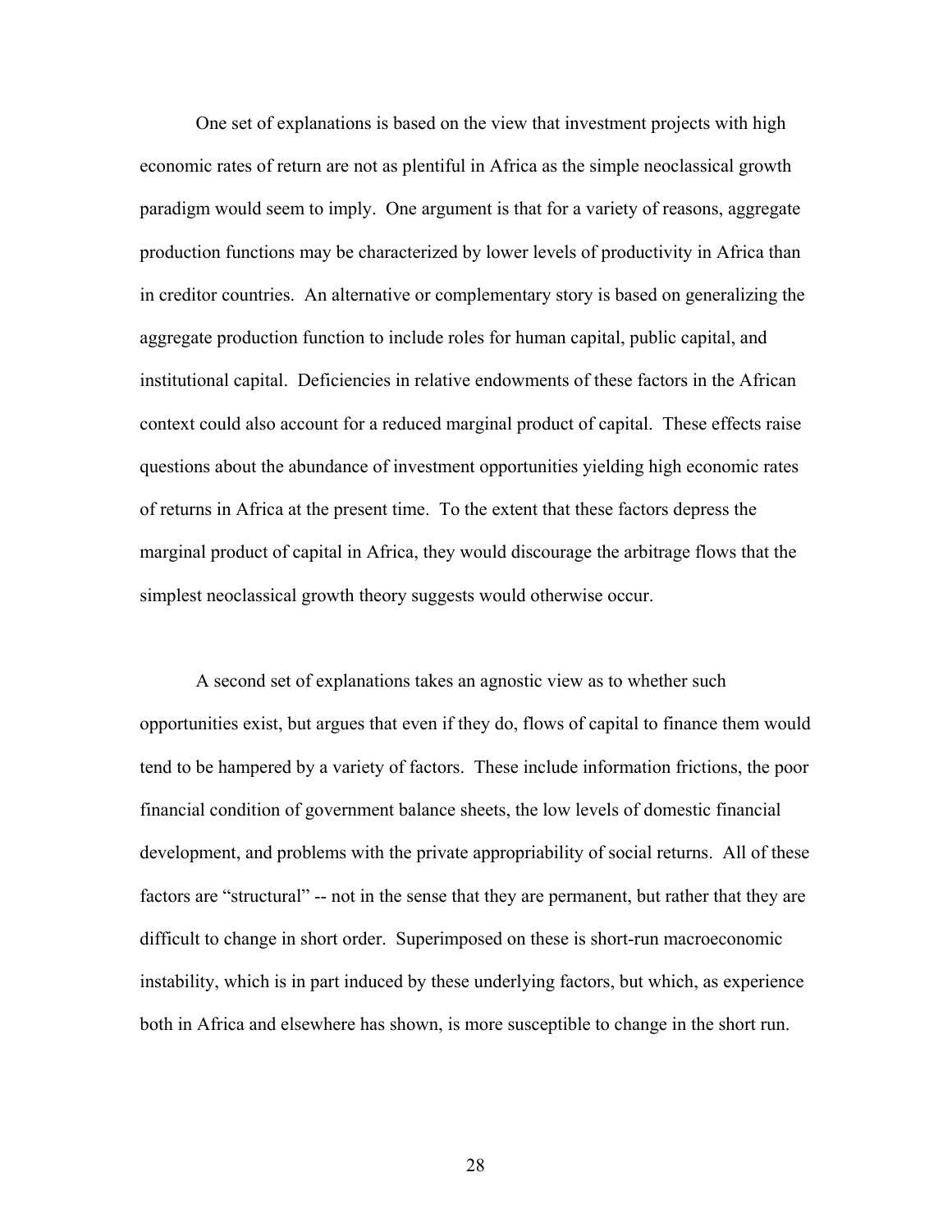One set of explanations is based on the view that investment projects with high economic rates of return are not as plentiful in Africa as the simple neoclassical growth paradigm would seem to imply. One argument is that for a variety of reasons, aggregate production functions may be characterized by lower levels of productivity in Africa than in creditor countries. An alternative or complementary story is based on generalizing the aggregate production function to include roles for human capital, public capital, and institutional capital. Deficiencies in relative endowments of these factors in the African context could also account for a reduced marginal product of capital. These effects raise questions about the abundance of investment opportunities yielding high economic rates of returns in Africa at the present time. To the extent that these factors depress the marginal product of capital in Africa, they would discourage the arbitrage flows that the simplest neoclassical growth theory suggests would otherwise occur.

A second set of explanations takes an agnostic view as to whether such opportunities exist, but argues that even if they do, flows of capital to finance them would tend to be hampered by a variety of factors. These include information frictions, the poor financial condition of government balance sheets, the low levels of domestic financial development, and problems with the private appropriability of social returns. All of these factors are "structural" -- not in the sense that they are permanent, but rather that they are difficult to change in short order. Superimposed on these is short-run macroeconomic instability, which is in part induced by these underlying factors, but which, as experience both in Africa and elsewhere has shown, is more susceptible to change in the short run.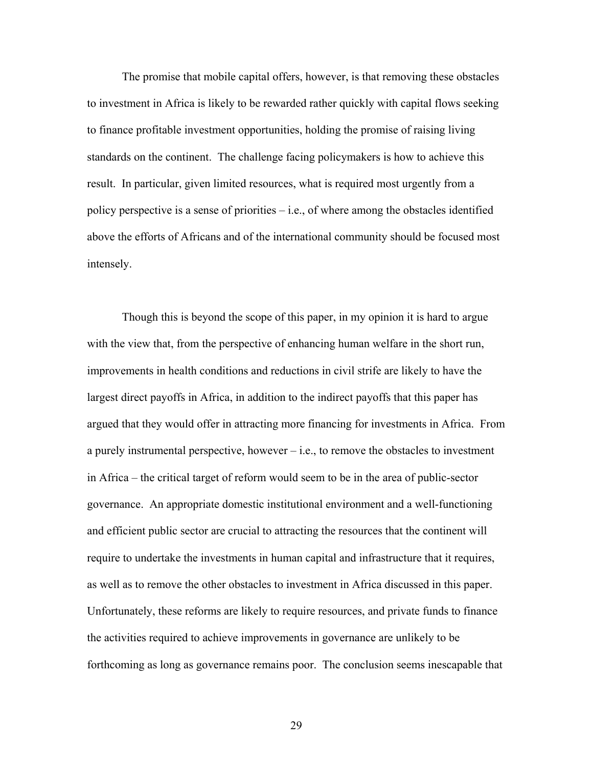The promise that mobile capital offers, however, is that removing these obstacles to investment in Africa is likely to be rewarded rather quickly with capital flows seeking to finance profitable investment opportunities, holding the promise of raising living standards on the continent. The challenge facing policymakers is how to achieve this result. In particular, given limited resources, what is required most urgently from a policy perspective is a sense of priorities – i.e., of where among the obstacles identified above the efforts of Africans and of the international community should be focused most intensely.

Though this is beyond the scope of this paper, in my opinion it is hard to argue with the view that, from the perspective of enhancing human welfare in the short run, improvements in health conditions and reductions in civil strife are likely to have the largest direct payoffs in Africa, in addition to the indirect payoffs that this paper has argued that they would offer in attracting more financing for investments in Africa. From a purely instrumental perspective, however – i.e., to remove the obstacles to investment in Africa – the critical target of reform would seem to be in the area of public-sector governance. An appropriate domestic institutional environment and a well-functioning and efficient public sector are crucial to attracting the resources that the continent will require to undertake the investments in human capital and infrastructure that it requires, as well as to remove the other obstacles to investment in Africa discussed in this paper. Unfortunately, these reforms are likely to require resources, and private funds to finance the activities required to achieve improvements in governance are unlikely to be forthcoming as long as governance remains poor. The conclusion seems inescapable that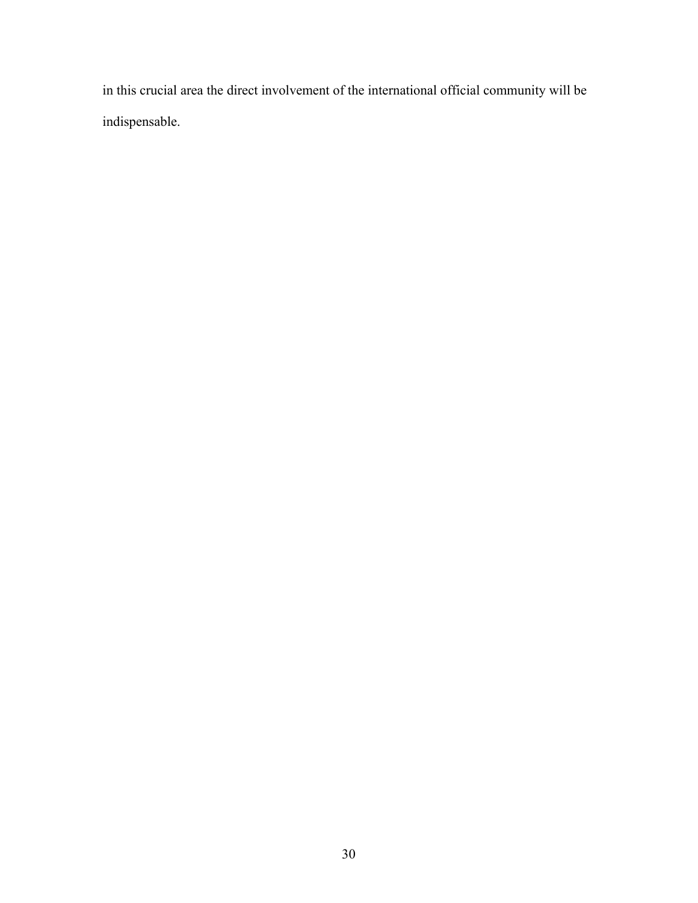in this crucial area the direct involvement of the international official community will be indispensable.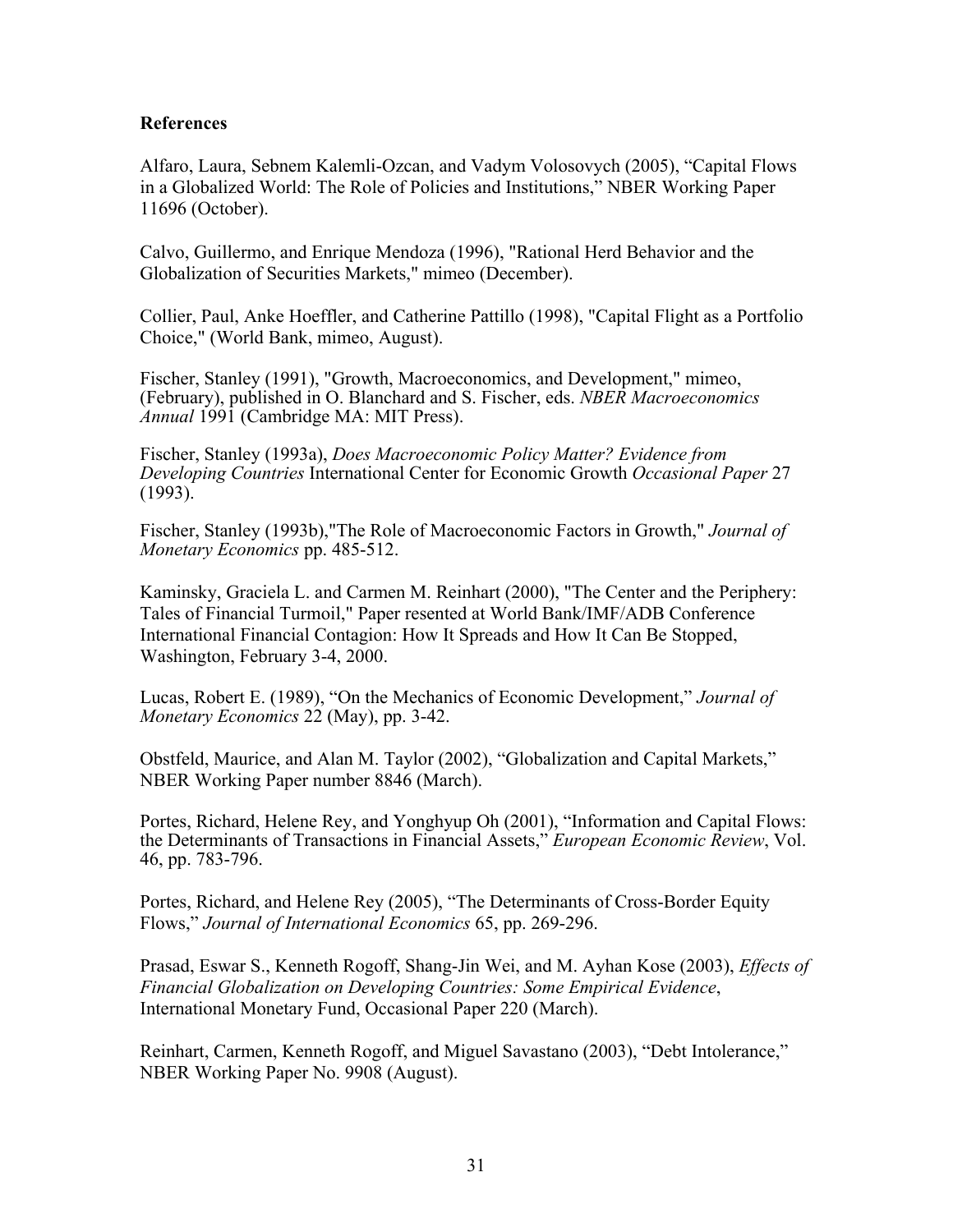## References

Alfaro, Laura, Sebnem Kalemli-Ozcan, and Vadym Volosovych (2005), "Capital Flows in a Globalized World: The Role of Policies and Institutions," NBER Working Paper 11696 (October).

Calvo, Guillermo, and Enrique Mendoza (1996), "Rational Herd Behavior and the Globalization of Securities Markets," mimeo (December).

Collier, Paul, Anke Hoeffler, and Catherine Pattillo (1998), "Capital Flight as a Portfolio Choice," (World Bank, mimeo, August).

Fischer, Stanley (1991), "Growth, Macroeconomics, and Development," mimeo, (February), published in O. Blanchard and S. Fischer, eds. *NBER Macroeconomics Annual* 1991 (Cambridge MA: MIT Press).

Fischer, Stanley (1993a), *Does Macroeconomic Policy Matter? Evidence from Developing Countries* International Center for Economic Growth *Occasional Paper* 27 (1993).

Fischer, Stanley (1993b),"The Role of Macroeconomic Factors in Growth," *Journal of Monetary Economics* pp. 485-512.

Kaminsky, Graciela L. and Carmen M. Reinhart (2000), "The Center and the Periphery: Tales of Financial Turmoil," Paper resented at World Bank/IMF/ADB Conference International Financial Contagion: How It Spreads and How It Can Be Stopped, Washington, February 3-4, 2000.

Lucas, Robert E. (1989), "On the Mechanics of Economic Development," *Journal of Monetary Economics* 22 (May), pp. 3-42.

Obstfeld, Maurice, and Alan M. Taylor (2002), "Globalization and Capital Markets," NBER Working Paper number 8846 (March).

Portes, Richard, Helene Rey, and Yonghyup Oh (2001), "Information and Capital Flows: the Determinants of Transactions in Financial Assets," *European Economic Review*, Vol. 46, pp. 783-796.

Portes, Richard, and Helene Rey (2005), "The Determinants of Cross-Border Equity Flows," *Journal of International Economics* 65, pp. 269-296.

Prasad, Eswar S., Kenneth Rogoff, Shang-Jin Wei, and M. Ayhan Kose (2003), *Effects of Financial Globalization on Developing Countries: Some Empirical Evidence*, International Monetary Fund, Occasional Paper 220 (March).

Reinhart, Carmen, Kenneth Rogoff, and Miguel Savastano (2003), "Debt Intolerance," NBER Working Paper No. 9908 (August).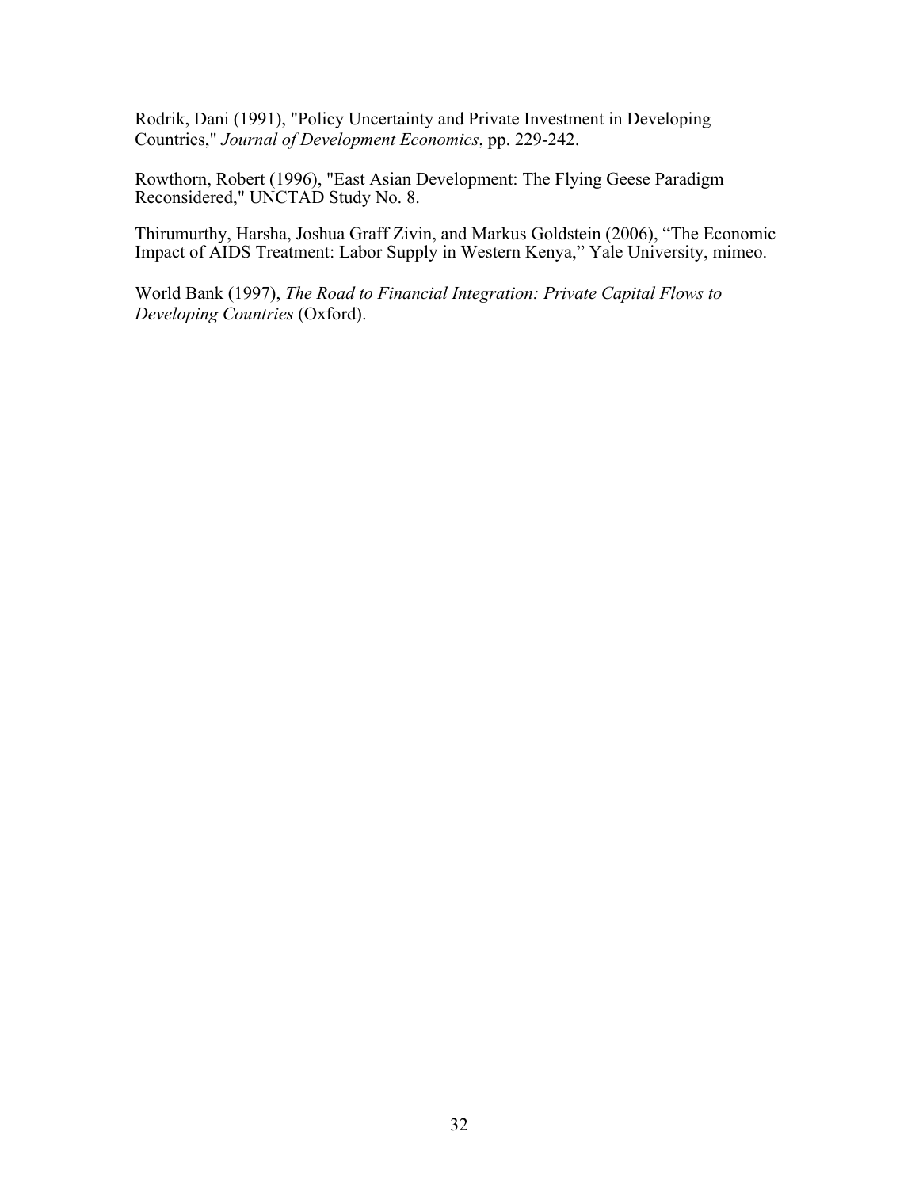Rodrik, Dani (1991), "Policy Uncertainty and Private Investment in Developing Countries," *Journal of Development Economics*, pp. 229-242.

Rowthorn, Robert (1996), "East Asian Development: The Flying Geese Paradigm Reconsidered," UNCTAD Study No. 8.

Thirumurthy, Harsha, Joshua Graff Zivin, and Markus Goldstein (2006), "The Economic Impact of AIDS Treatment: Labor Supply in Western Kenya," Yale University, mimeo.

World Bank (1997), *The Road to Financial Integration: Private Capital Flows to Developing Countries* (Oxford).